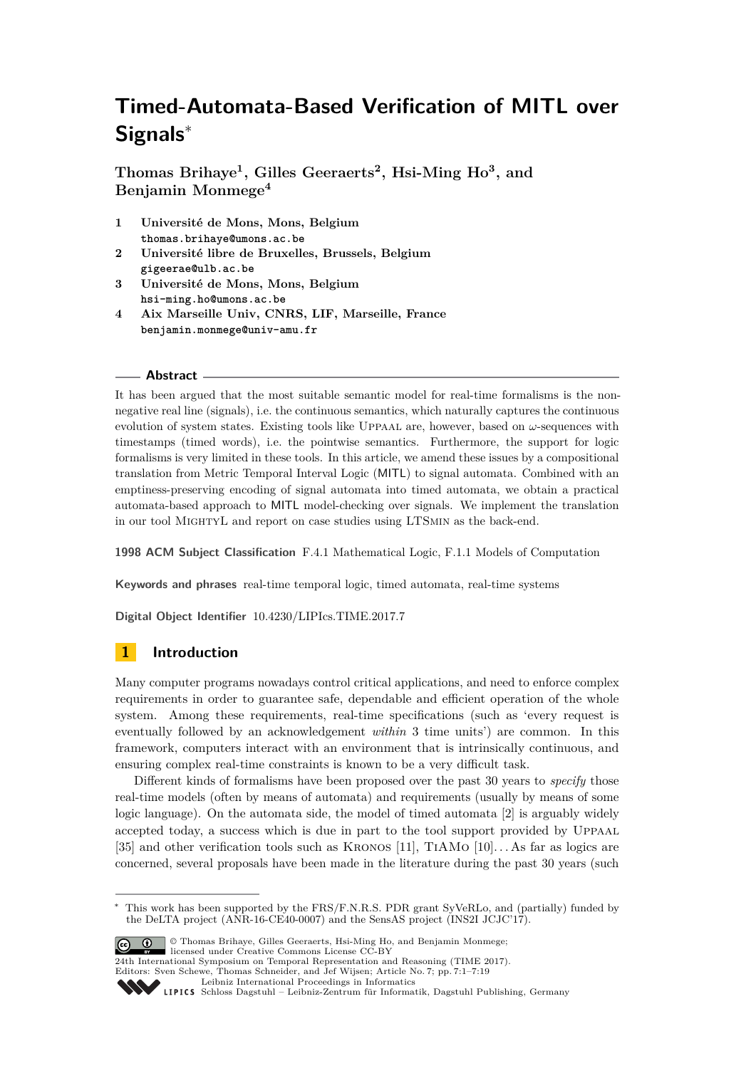# Timed-Automata-Based Verification of MITL over Signals*

**Thomas Brihaye[1], Gilles Geeraerts[2], Hsi-Ming Ho[3], and Benjamin Monmege[4]**

1. **Université de Mons, Mons, Belgium**
   `thomas.brihaye@umons.ac.be`
2. **Université libre de Bruxelles, Brussels, Belgium**
   `gigeerae@ulb.ac.be`
3. **Université de Mons, Mons, Belgium**
   `hsi-ming.ho@umons.ac.be`
4. **Aix Marseille Univ, CNRS, LIF, Marseille, France**
   `benjamin.monmege@univ-amu.fr`

## Abstract

It has been argued that the most suitable semantic model for real-time formalisms is the non-negative real line (signals), i.e. the continuous semantics, which naturally captures the continuous evolution of system states. Existing tools like Uppaal are, however, based on $\omega$-sequences with timestamps (timed words), i.e. the pointwise semantics. Furthermore, the support for logic formalisms is very limited in these tools. In this article, we amend these issues by a compositional translation from Metric Temporal Interval Logic (MITL) to signal automata. Combined with an emptiness-preserving encoding of signal automata into timed automata, we obtain a practical automata-based approach to MITL model-checking over signals. We implement the translation in our tool MightyL and report on case studies using LTSmin as the back-end.

**1998 ACM Subject Classification** F.4.1 Mathematical Logic, F.1.1 Models of Computation

**Keywords and phrases** real-time temporal logic, timed automata, real-time systems

**Digital Object Identifier** 10.4230/LIPIcs.TIME.2017.7

## 1 Introduction

Many computer programs nowadays control critical applications, and need to enforce complex requirements in order to guarantee safe, dependable and efficient operation of the whole system. Among these requirements, real-time specifications (such as 'every request is eventually followed by an acknowledgement *within* 3 time units') are common. In this framework, computers interact with an environment that is intrinsically continuous, and ensuring complex real-time constraints is known to be a very difficult task.

Different kinds of formalisms have been proposed over the past 30 years to *specify* those real-time models (often by means of automata) and requirements (usually by means of some logic language). On the automata side, the model of timed automata [2] is arguably widely accepted today, a success which is due in part to the tool support provided by Uppaal [35] and other verification tools such as Kronos [11], TiAMo [10]... As far as logics are concerned, several proposals have been made in the literature during the past 30 years (such

---

* This work has been supported by the FRS/F.N.R.S. PDR grant SyVeRLo, and (partially) funded by the DeLTA project (ANR-16-CE40-0007) and the SensAS project (INS2I JCJC'17).

© Thomas Brihaye, Gilles Geeraerts, Hsi-Ming Ho, and Benjamin Monmege; licensed under Creative Commons License CC-BY
24th International Symposium on Temporal Representation and Reasoning (TIME 2017).
Editors: Sven Schewe, Thomas Schneider, and Jef Wijsen; Article No. 7; pp. 7:1–7:19
Leibniz International Proceedings in Informatics
Schloss Dagstuhl – Leibniz-Zentrum für Informatik, Dagstuhl Publishing, Germany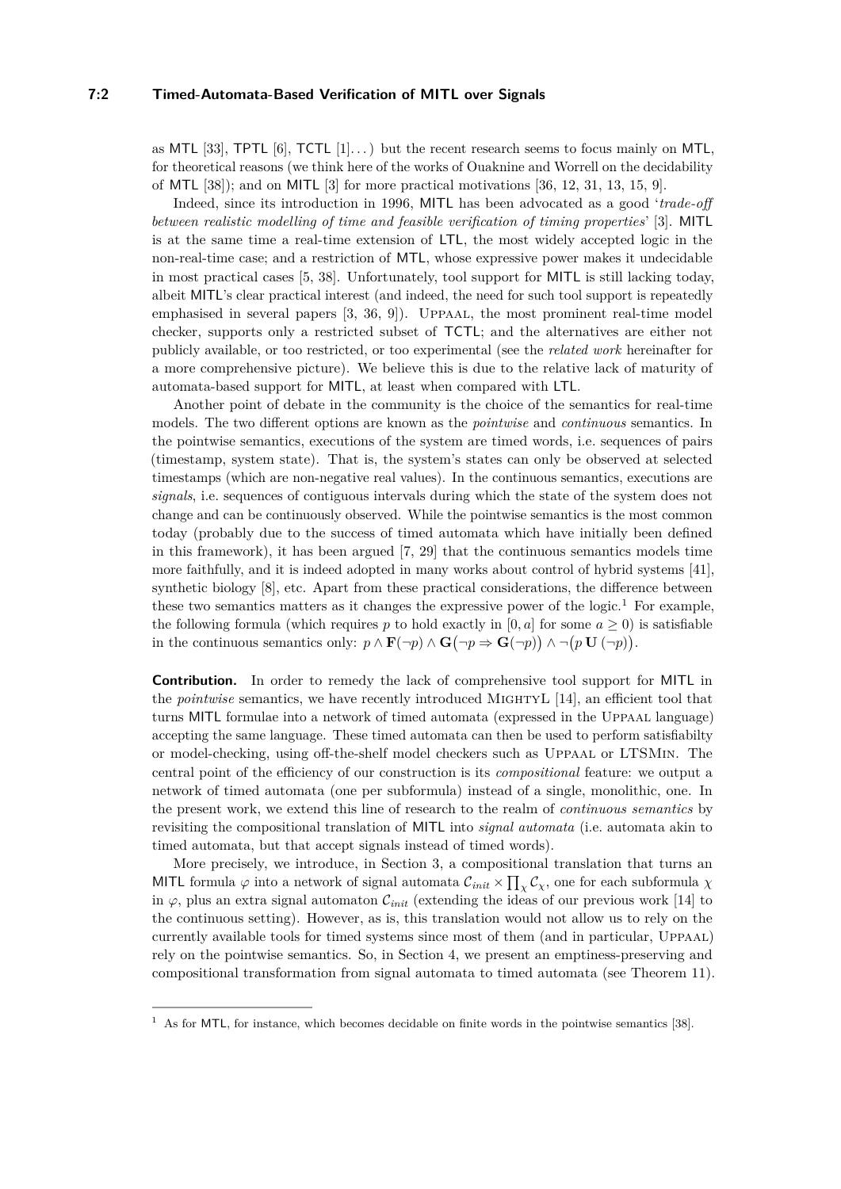as MTL [33], TPTL [6], TCTL [1]...) but the recent research seems to focus mainly on MTL, for theoretical reasons (we think here of the works of Ouaknine and Worrell on the decidability of MTL [38]); and on MITL [3] for more practical motivations [36, 12, 31, 13, 15, 9].

Indeed, since its introduction in 1996, MITL has been advocated as a good '*trade-off between realistic modelling of time and feasible verification of timing properties*' [3]. MITL is at the same time a real-time extension of LTL, the most widely accepted logic in the non-real-time case; and a restriction of MTL, whose expressive power makes it undecidable in most practical cases [5, 38]. Unfortunately, tool support for MITL is still lacking today, albeit MITL's clear practical interest (and indeed, the need for such tool support is repeatedly emphasised in several papers [3, 36, 9]). Uppaal, the most prominent real-time model checker, supports only a restricted subset of TCTL; and the alternatives are either not publicly available, or too restricted, or too experimental (see the *related work* hereinafter for a more comprehensive picture). We believe this is due to the relative lack of maturity of automata-based support for MITL, at least when compared with LTL.

Another point of debate in the community is the choice of the semantics for real-time models. The two different options are known as the *pointwise* and *continuous* semantics. In the pointwise semantics, executions of the system are timed words, i.e. sequences of pairs (timestamp, system state). That is, the system's states can only be observed at selected timestamps (which are non-negative real values). In the continuous semantics, executions are *signals*, i.e. sequences of contiguous intervals during which the state of the system does not change and can be continuously observed. While the pointwise semantics is the most common today (probably due to the success of timed automata which have initially been defined in this framework), it has been argued [7, 29] that the continuous semantics models time more faithfully, and it is indeed adopted in many works about control of hybrid systems [41], synthetic biology [8], etc. Apart from these practical considerations, the difference between these two semantics matters as it changes the expressive power of the logic.[1] For example, the following formula (which requires $p$ to hold exactly in $[0, a]$ for some $a \geq 0$) is satisfiable in the continuous semantics only: $p \wedge \mathbf{F}(\neg p) \wedge \mathbf{G}\big(\neg p \Rightarrow \mathbf{G}(\neg p)\big) \wedge \neg\big(p \, \mathbf{U} \, (\neg p)\big)$.

**Contribution.** In order to remedy the lack of comprehensive tool support for MITL in the *pointwise* semantics, we have recently introduced MightyL [14], an efficient tool that turns MITL formulae into a network of timed automata (expressed in the Uppaal language) accepting the same language. These timed automata can then be used to perform satisfiabilty or model-checking, using off-the-shelf model checkers such as Uppaal or LTSMin. The central point of the efficiency of our construction is its *compositional* feature: we output a network of timed automata (one per subformula) instead of a single, monolithic, one. In the present work, we extend this line of research to the realm of *continuous semantics* by revisiting the compositional translation of MITL into *signal automata* (i.e. automata akin to timed automata, but that accept signals instead of timed words).

More precisely, we introduce, in Section 3, a compositional translation that turns an MITL formula $\varphi$ into a network of signal automata $\mathcal{C}_{init} \times \prod_{\chi} \mathcal{C}_{\chi}$, one for each subformula $\chi$ in $\varphi$, plus an extra signal automaton $\mathcal{C}_{init}$ (extending the ideas of our previous work [14] to the continuous setting). However, as is, this translation would not allow us to rely on the currently available tools for timed systems since most of them (and in particular, Uppaal) rely on the pointwise semantics. So, in Section 4, we present an emptiness-preserving and compositional transformation from signal automata to timed automata (see Theorem 11).

[1] As for MTL, for instance, which becomes decidable on finite words in the pointwise semantics [38].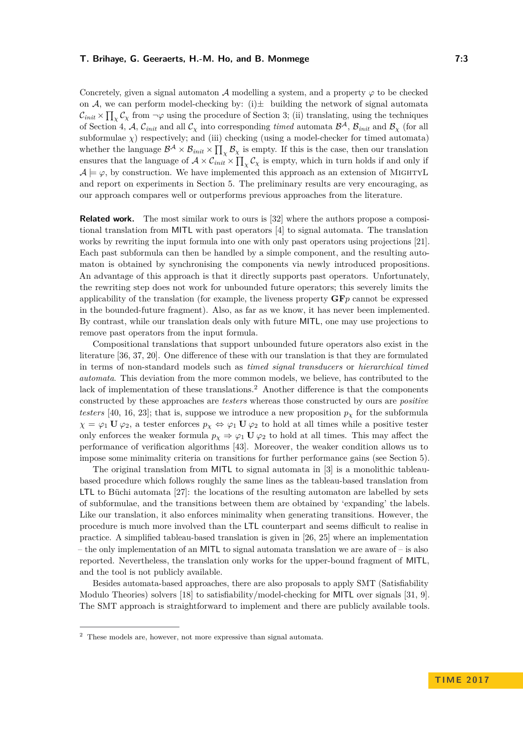Concretely, given a signal automaton $\mathcal{A}$ modelling a system, and a property $\varphi$ to be checked on $\mathcal{A}$, we can perform model-checking by: (i)± building the network of signal automata $\mathcal{C}_{init} \times \prod_{\chi} \mathcal{C}_{\chi}$ from $\neg\varphi$ using the procedure of Section 3; (ii) translating, using the techniques of Section 4, $\mathcal{A}$, $\mathcal{C}_{init}$ and all $\mathcal{C}_{\chi}$ into corresponding *timed* automata $\mathcal{B}^{\mathcal{A}}$, $\mathcal{B}_{init}$ and $\mathcal{B}_{\chi}$ (for all subformulae $\chi$) respectively; and (iii) checking (using a model-checker for timed automata) whether the language $\mathcal{B}^{\mathcal{A}} \times \mathcal{B}_{init} \times \prod_{\chi} \mathcal{B}_{\chi}$ is empty. If this is the case, then our translation ensures that the language of $\mathcal{A} \times \mathcal{C}_{init} \times \prod_{\chi} \mathcal{C}_{\chi}$ is empty, which in turn holds if and only if $\mathcal{A} \models \varphi$, by construction. We have implemented this approach as an extension of MightyL and report on experiments in Section 5. The preliminary results are very encouraging, as our approach compares well or outperforms previous approaches from the literature.

**Related work.** The most similar work to ours is [32] where the authors propose a compositional translation from MITL with past operators [4] to signal automata. The translation works by rewriting the input formula into one with only past operators using projections [21]. Each past subformula can then be handled by a simple component, and the resulting automaton is obtained by synchronising the components via newly introduced propositions. An advantage of this approach is that it directly supports past operators. Unfortunately, the rewriting step does not work for unbounded future operators; this severely limits the applicability of the translation (for example, the liveness property $\mathbf{GF}p$ cannot be expressed in the bounded-future fragment). Also, as far as we know, it has never been implemented. By contrast, while our translation deals only with future MITL, one may use projections to remove past operators from the input formula.

Compositional translations that support unbounded future operators also exist in the literature [36, 37, 20]. One difference of these with our translation is that they are formulated in terms of non-standard models such as *timed signal transducers* or *hierarchical timed automata*. This deviation from the more common models, we believe, has contributed to the lack of implementation of these translations.[2] Another difference is that the components constructed by these approaches are *testers* whereas those constructed by ours are *positive testers* [40, 16, 23]; that is, suppose we introduce a new proposition $p_{\chi}$ for the subformula $\chi = \varphi_1 \mathbf{U} \varphi_2$, a tester enforces $p_{\chi} \Leftrightarrow \varphi_1 \mathbf{U} \varphi_2$ to hold at all times while a positive tester only enforces the weaker formula $p_{\chi} \Rightarrow \varphi_1 \mathbf{U} \varphi_2$ to hold at all times. This may affect the performance of verification algorithms [43]. Moreover, the weaker condition allows us to impose some minimality criteria on transitions for further performance gains (see Section 5).

The original translation from MITL to signal automata in [3] is a monolithic tableau-based procedure which follows roughly the same lines as the tableau-based translation from LTL to Büchi automata [27]: the locations of the resulting automaton are labelled by sets of subformulae, and the transitions between them are obtained by 'expanding' the labels. Like our translation, it also enforces minimality when generating transitions. However, the procedure is much more involved than the LTL counterpart and seems difficult to realise in practice. A simplified tableau-based translation is given in [26, 25] where an implementation – the only implementation of an MITL to signal automata translation we are aware of – is also reported. Nevertheless, the translation only works for the upper-bound fragment of MITL, and the tool is not publicly available.

Besides automata-based approaches, there are also proposals to apply SMT (Satisfiability Modulo Theories) solvers [18] to satisfiability/model-checking for MITL over signals [31, 9]. The SMT approach is straightforward to implement and there are publicly available tools.

[2] These models are, however, not more expressive than signal automata.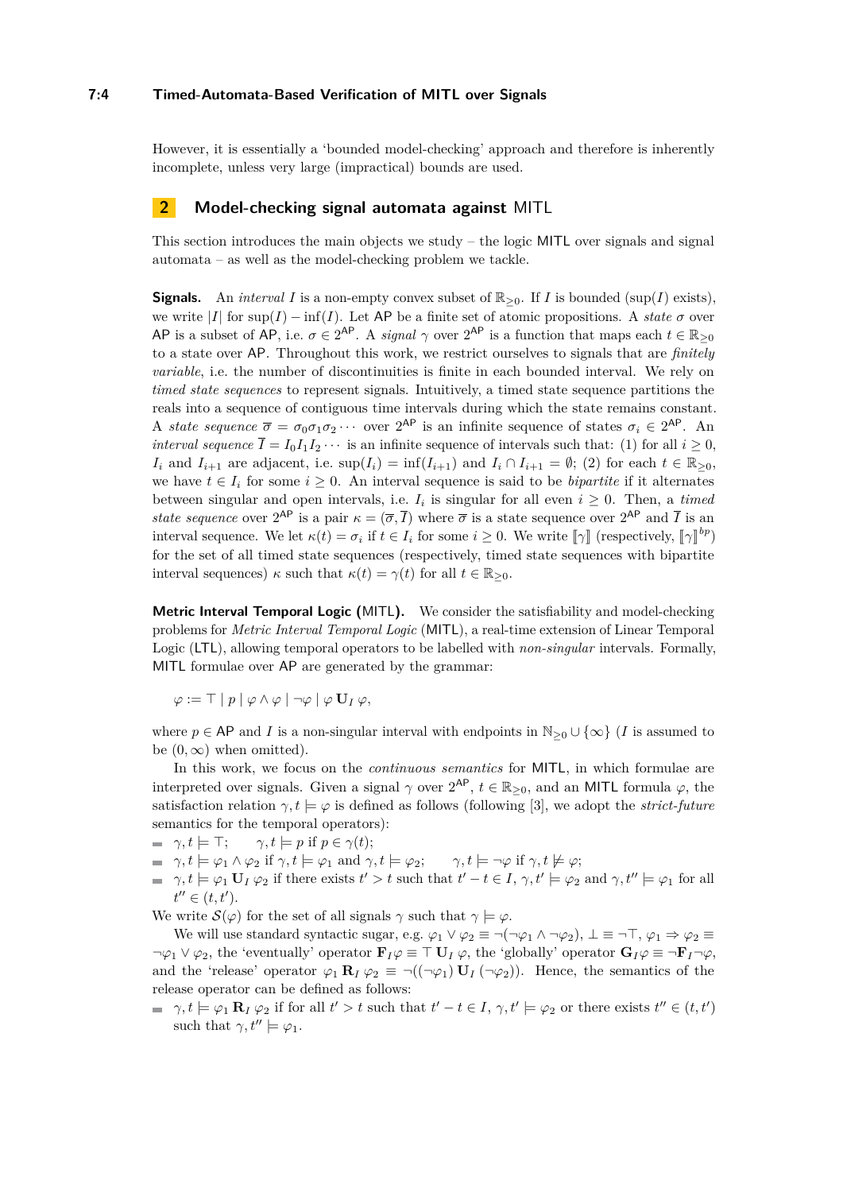However, it is essentially a 'bounded model-checking' approach and therefore is inherently incomplete, unless very large (impractical) bounds are used.

## 2 Model-checking signal automata against MITL

This section introduces the main objects we study – the logic MITL over signals and signal automata – as well as the model-checking problem we tackle.

**Signals.** An *interval* $I$ is a non-empty convex subset of $\mathbb{R}_{\geq 0}$. If $I$ is bounded ($\sup(I)$ exists), we write $|I|$ for $\sup(I) - \inf(I)$. Let $\mathsf{AP}$ be a finite set of atomic propositions. A *state* $\sigma$ over $\mathsf{AP}$ is a subset of $\mathsf{AP}$, i.e. $\sigma \in 2^{\mathsf{AP}}$. A *signal* $\gamma$ over $2^{\mathsf{AP}}$ is a function that maps each $t \in \mathbb{R}_{\geq 0}$ to a state over $\mathsf{AP}$. Throughout this work, we restrict ourselves to signals that are *finitely variable*, i.e. the number of discontinuities is finite in each bounded interval. We rely on *timed state sequences* to represent signals. Intuitively, a timed state sequence partitions the reals into a sequence of contiguous time intervals during which the state remains constant. A *state sequence* $\overline{\sigma} = \sigma_0\sigma_1\sigma_2\cdots$ over $2^{\mathsf{AP}}$ is an infinite sequence of states $\sigma_i \in 2^{\mathsf{AP}}$. An *interval sequence* $\overline{I} = I_0I_1I_2\cdots$ is an infinite sequence of intervals such that: (1) for all $i \geq 0$, $I_i$ and $I_{i+1}$ are adjacent, i.e. $\sup(I_i) = \inf(I_{i+1})$ and $I_i \cap I_{i+1} = \emptyset$; (2) for each $t \in \mathbb{R}_{\geq 0}$, we have $t \in I_i$ for some $i \geq 0$. An interval sequence is said to be *bipartite* if it alternates between singular and open intervals, i.e. $I_i$ is singular for all even $i \geq 0$. Then, a *timed state sequence* over $2^{\mathsf{AP}}$ is a pair $\kappa = (\overline{\sigma}, \overline{I})$ where $\overline{\sigma}$ is a state sequence over $2^{\mathsf{AP}}$ and $\overline{I}$ is an interval sequence. We let $\kappa(t) = \sigma_i$ if $t \in I_i$ for some $i \geq 0$. We write $[\![\gamma]\!]$ (respectively, $[\![\gamma]\!]^{bp}$) for the set of all timed state sequences (respectively, timed state sequences with bipartite interval sequences) $\kappa$ such that $\kappa(t) = \gamma(t)$ for all $t \in \mathbb{R}_{\geq 0}$.

**Metric Interval Temporal Logic (MITL).** We consider the satisfiability and model-checking problems for *Metric Interval Temporal Logic* (MITL), a real-time extension of Linear Temporal Logic (LTL), allowing temporal operators to be labelled with *non-singular* intervals. Formally, MITL formulae over $\mathsf{AP}$ are generated by the grammar:

$$\varphi := \top \mid p \mid \varphi \wedge \varphi \mid \neg\varphi \mid \varphi\, \mathbf{U}_I\, \varphi,$$

where $p \in \mathsf{AP}$ and $I$ is a non-singular interval with endpoints in $\mathbb{N}_{\geq 0} \cup \{\infty\}$ ($I$ is assumed to be $(0, \infty)$ when omitted).

In this work, we focus on the *continuous semantics* for MITL, in which formulae are interpreted over signals. Given a signal $\gamma$ over $2^{\mathsf{AP}}$, $t \in \mathbb{R}_{\geq 0}$, and an MITL formula $\varphi$, the satisfaction relation $\gamma, t \models \varphi$ is defined as follows (following [3], we adopt the *strict-future* semantics for the temporal operators):

- $\gamma, t \models \top$; $\quad \gamma, t \models p$ if $p \in \gamma(t)$;
- $\gamma, t \models \varphi_1 \wedge \varphi_2$ if $\gamma, t \models \varphi_1$ and $\gamma, t \models \varphi_2$; $\quad \gamma, t \models \neg\varphi$ if $\gamma, t \not\models \varphi$;
- $\gamma, t \models \varphi_1\, \mathbf{U}_I\, \varphi_2$ if there exists $t' > t$ such that $t' - t \in I$, $\gamma, t' \models \varphi_2$ and $\gamma, t'' \models \varphi_1$ for all $t'' \in (t, t')$.

We write $\mathcal{S}(\varphi)$ for the set of all signals $\gamma$ such that $\gamma \models \varphi$.

We will use standard syntactic sugar, e.g. $\varphi_1 \vee \varphi_2 \equiv \neg(\neg\varphi_1 \wedge \neg\varphi_2)$, $\bot \equiv \neg\top$, $\varphi_1 \Rightarrow \varphi_2 \equiv \neg\varphi_1 \vee \varphi_2$, the 'eventually' operator $\mathbf{F}_I\varphi \equiv \top\, \mathbf{U}_I\, \varphi$, the 'globally' operator $\mathbf{G}_I\varphi \equiv \neg\mathbf{F}_I\neg\varphi$, and the 'release' operator $\varphi_1\, \mathbf{R}_I\, \varphi_2 \equiv \neg((\neg\varphi_1)\, \mathbf{U}_I\, (\neg\varphi_2))$. Hence, the semantics of the release operator can be defined as follows:

- $\gamma, t \models \varphi_1\, \mathbf{R}_I\, \varphi_2$ if for all $t' > t$ such that $t' - t \in I$, $\gamma, t' \models \varphi_2$ or there exists $t'' \in (t, t')$ such that $\gamma, t'' \models \varphi_1$.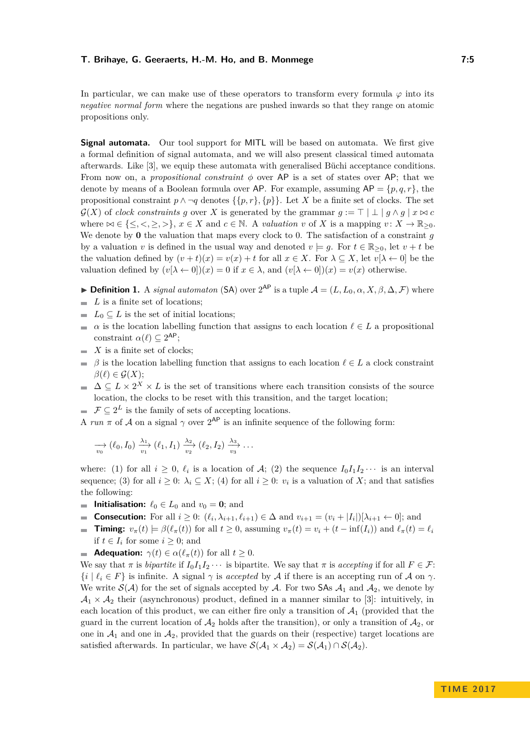In particular, we can make use of these operators to transform every formula $\varphi$ into its *negative normal form* where the negations are pushed inwards so that they range on atomic propositions only.

**Signal automata.** Our tool support for MITL will be based on automata. We first give a formal definition of signal automata, and we will also present classical timed automata afterwards. Like [3], we equip these automata with generalised Büchi acceptance conditions. From now on, a *propositional constraint* $\phi$ over AP is a set of states over AP; that we denote by means of a Boolean formula over AP. For example, assuming $\mathsf{AP} = \{p, q, r\}$, the propositional constraint $p \wedge \neg q$ denotes $\{\{p, r\}, \{p\}\}$. Let $X$ be a finite set of clocks. The set $\mathcal{G}(X)$ of *clock constraints* $g$ over $X$ is generated by the grammar $g := \top \mid \bot \mid g \wedge g \mid x \bowtie c$ where $\bowtie \in \{\leq, <, \geq, >\}$, $x \in X$ and $c \in \mathbb{N}$. A *valuation* $v$ of $X$ is a mapping $v : X \to \mathbb{R}_{\geq 0}$. We denote by $\mathbf{0}$ the valuation that maps every clock to 0. The satisfaction of a constraint $g$ by a valuation $v$ is defined in the usual way and denoted $v \models g$. For $t \in \mathbb{R}_{\geq 0}$, let $v + t$ be the valuation defined by $(v + t)(x) = v(x) + t$ for all $x \in X$. For $\lambda \subseteq X$, let $v[\lambda \leftarrow 0]$ be the valuation defined by $(v[\lambda \leftarrow 0])(x) = 0$ if $x \in \lambda$, and $(v[\lambda \leftarrow 0])(x) = v(x)$ otherwise.

▶ **Definition 1.** A *signal automaton* (SA) over $2^{\mathsf{AP}}$ is a tuple $\mathcal{A} = (L, L_0, \alpha, X, \beta, \Delta, \mathcal{F})$ where

- $L$ is a finite set of locations;
- $L_0 \subseteq L$ is the set of initial locations;
- $\alpha$ is the location labelling function that assigns to each location $\ell \in L$ a propositional constraint $\alpha(\ell) \subseteq 2^{\mathsf{AP}}$;
- $X$ is a finite set of clocks;
- $\beta$ is the location labelling function that assigns to each location $\ell \in L$ a clock constraint $\beta(\ell) \in \mathcal{G}(X)$;
- $\Delta \subseteq L \times 2^X \times L$ is the set of transitions where each transition consists of the source location, the clocks to be reset with this transition, and the target location;
- $\mathcal{F} \subseteq 2^L$ is the family of sets of accepting locations.

A *run* $\pi$ of $\mathcal{A}$ on a signal $\gamma$ over $2^{\mathsf{AP}}$ is an infinite sequence of the following form:

$$\xrightarrow[v_0]{} (\ell_0, I_0) \xrightarrow[v_1]{\lambda_1} (\ell_1, I_1) \xrightarrow[v_2]{\lambda_2} (\ell_2, I_2) \xrightarrow[v_3]{\lambda_3} \cdots$$

where: (1) for all $i \geq 0$, $\ell_i$ is a location of $\mathcal{A}$; (2) the sequence $I_0 I_1 I_2 \cdots$ is an interval sequence; (3) for all $i \geq 0$: $\lambda_i \subseteq X$; (4) for all $i \geq 0$: $v_i$ is a valuation of $X$; and that satisfies the following:

- **Initialisation:** $\ell_0 \in L_0$ and $v_0 = \mathbf{0}$; and
- **Consecution:** For all $i \geq 0$: $(\ell_i, \lambda_{i+1}, \ell_{i+1}) \in \Delta$ and $v_{i+1} = (v_i + |I_i|)[\lambda_{i+1} \leftarrow 0]$; and
- **Timing:** $v_\pi(t) \models \beta(\ell_\pi(t))$ for all $t \geq 0$, assuming $v_\pi(t) = v_i + (t - \inf(I_i))$ and $\ell_\pi(t) = \ell_i$ if $t \in I_i$ for some $i \geq 0$; and
- **Adequation:** $\gamma(t) \in \alpha(\ell_\pi(t))$ for all $t \geq 0$.

We say that $\pi$ is *bipartite* if $I_0 I_1 I_2 \cdots$ is bipartite. We say that $\pi$ is *accepting* if for all $F \in \mathcal{F}$: $\{i \mid \ell_i \in F\}$ is infinite. A signal $\gamma$ is *accepted* by $\mathcal{A}$ if there is an accepting run of $\mathcal{A}$ on $\gamma$. We write $\mathcal{S}(\mathcal{A})$ for the set of signals accepted by $\mathcal{A}$. For two SAs $\mathcal{A}_1$ and $\mathcal{A}_2$, we denote by $\mathcal{A}_1 \times \mathcal{A}_2$ their (asynchronous) product, defined in a manner similar to [3]: intuitively, in each location of this product, we can either fire only a transition of $\mathcal{A}_1$ (provided that the guard in the current location of $\mathcal{A}_2$ holds after the transition), or only a transition of $\mathcal{A}_2$, or one in $\mathcal{A}_1$ and one in $\mathcal{A}_2$, provided that the guards on their (respective) target locations are satisfied afterwards. In particular, we have $\mathcal{S}(\mathcal{A}_1 \times \mathcal{A}_2) = \mathcal{S}(\mathcal{A}_1) \cap \mathcal{S}(\mathcal{A}_2)$.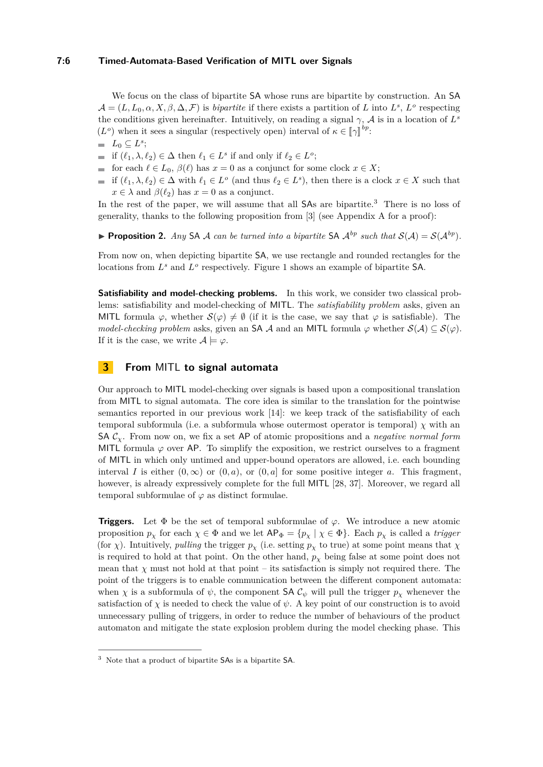We focus on the class of bipartite SA whose runs are bipartite by construction. An SA $\mathcal{A} = (L, L_0, \alpha, X, \beta, \Delta, \mathcal{F})$ is *bipartite* if there exists a partition of $L$ into $L^s$, $L^o$ respecting the conditions given hereinafter. Intuitively, on reading a signal $\gamma$, $\mathcal{A}$ is in a location of $L^s$ ($L^o$) when it sees a singular (respectively open) interval of $\kappa \in [\![\gamma]\!]^{bp}$:

- $L_0 \subseteq L^s$;
- if $(\ell_1, \lambda, \ell_2) \in \Delta$ then $\ell_1 \in L^s$ if and only if $\ell_2 \in L^o$;
- for each $\ell \in L_0$, $\beta(\ell)$ has $x = 0$ as a conjunct for some clock $x \in X$;
- if $(\ell_1, \lambda, \ell_2) \in \Delta$ with $\ell_1 \in L^o$ (and thus $\ell_2 \in L^s$), then there is a clock $x \in X$ such that $x \in \lambda$ and $\beta(\ell_2)$ has $x = 0$ as a conjunct.

In the rest of the paper, we will assume that all SAs are bipartite.[3] There is no loss of generality, thanks to the following proposition from [3] (see Appendix A for a proof):

▶ **Proposition 2.** *Any* SA $\mathcal{A}$ *can be turned into a bipartite* SA $\mathcal{A}^{bp}$ *such that* $\mathcal{S}(\mathcal{A}) = \mathcal{S}(\mathcal{A}^{bp})$.

From now on, when depicting bipartite SA, we use rectangle and rounded rectangles for the locations from $L^s$ and $L^o$ respectively. Figure 1 shows an example of bipartite SA.

**Satisfiability and model-checking problems.** In this work, we consider two classical problems: satisfiability and model-checking of MITL. The *satisfiability problem* asks, given an MITL formula $\varphi$, whether $\mathcal{S}(\varphi) \neq \emptyset$ (if it is the case, we say that $\varphi$ is satisfiable). The *model-checking problem* asks, given an SA $\mathcal{A}$ and an MITL formula $\varphi$ whether $\mathcal{S}(\mathcal{A}) \subseteq \mathcal{S}(\varphi)$. If it is the case, we write $\mathcal{A} \models \varphi$.

## 3 From MITL to signal automata

Our approach to MITL model-checking over signals is based upon a compositional translation from MITL to signal automata. The core idea is similar to the translation for the pointwise semantics reported in our previous work [14]: we keep track of the satisfiability of each temporal subformula (i.e. a subformula whose outermost operator is temporal) $\chi$ with an SA $\mathcal{C}_\chi$. From now on, we fix a set AP of atomic propositions and a *negative normal form* MITL formula $\varphi$ over AP. To simplify the exposition, we restrict ourselves to a fragment of MITL in which only untimed and upper-bound operators are allowed, i.e. each bounding interval $I$ is either $(0, \infty)$ or $(0, a)$, or $(0, a]$ for some positive integer $a$. This fragment, however, is already expressively complete for the full MITL [28, 37]. Moreover, we regard all temporal subformulae of $\varphi$ as distinct formulae.

**Triggers.** Let $\Phi$ be the set of temporal subformulae of $\varphi$. We introduce a new atomic proposition $p_\chi$ for each $\chi \in \Phi$ and we let $\mathsf{AP}_\Phi = \{p_\chi \mid \chi \in \Phi\}$. Each $p_\chi$ is called a *trigger* (for $\chi$). Intuitively, *pulling* the trigger $p_\chi$ (i.e. setting $p_\chi$ to true) at some point means that $\chi$ is required to hold at that point. On the other hand, $p_\chi$ being false at some point does not mean that $\chi$ must not hold at that point – its satisfaction is simply not required there. The point of the triggers is to enable communication between the different component automata: when $\chi$ is a subformula of $\psi$, the component SA $\mathcal{C}_\psi$ will pull the trigger $p_\chi$ whenever the satisfaction of $\chi$ is needed to check the value of $\psi$. A key point of our construction is to avoid unnecessary pulling of triggers, in order to reduce the number of behaviours of the product automaton and mitigate the state explosion problem during the model checking phase. This

[3] Note that a product of bipartite SAs is a bipartite SA.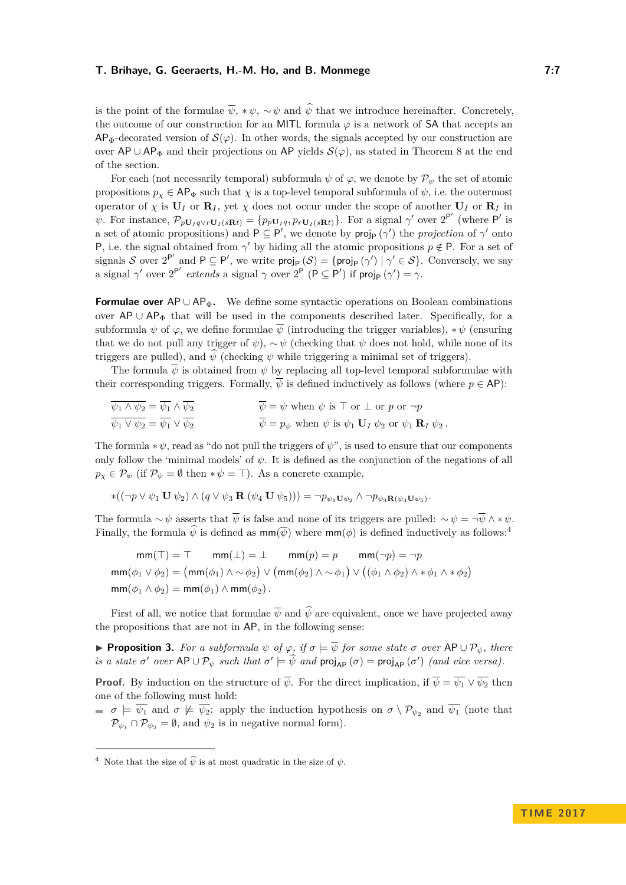is the point of the formulae $\overline{\psi}$, $*\psi$, $\sim\psi$ and $\widehat{\psi}$ that we introduce hereinafter. Concretely, the outcome of our construction for an MITL formula $\varphi$ is a network of SA that accepts an $\mathsf{AP}_\Phi$-decorated version of $\mathcal{S}(\varphi)$. In other words, the signals accepted by our construction are over $\mathsf{AP} \cup \mathsf{AP}_\Phi$ and their projections on AP yields $\mathcal{S}(\varphi)$, as stated in Theorem 8 at the end of the section.

For each (not necessarily temporal) subformula $\psi$ of $\varphi$, we denote by $\mathcal{P}_\psi$ the set of atomic propositions $p_\chi \in \mathsf{AP}_\Phi$ such that $\chi$ is a top-level temporal subformula of $\psi$, i.e. the outermost operator of $\chi$ is $\mathbf{U}_I$ or $\mathbf{R}_I$, yet $\chi$ does not occur under the scope of another $\mathbf{U}_I$ or $\mathbf{R}_I$ in $\psi$. For instance, $\mathcal{P}_{p\mathbf{U}_I q \vee r\mathbf{U}_I(s\mathbf{R}t)} = \{p_{p\mathbf{U}_I q}, p_{r\mathbf{U}_I(s\mathbf{R}t)}\}$. For a signal $\gamma'$ over $2^{\mathsf{P}'}$ (where $\mathsf{P}'$ is a set of atomic propositions) and $\mathsf{P} \subseteq \mathsf{P}'$, we denote by $\mathsf{proj}_\mathsf{P}(\gamma')$ the *projection* of $\gamma'$ onto P, i.e. the signal obtained from $\gamma'$ by hiding all the atomic propositions $p \notin \mathsf{P}$. For a set of signals $\mathcal{S}$ over $2^{\mathsf{P}'}$ and $\mathsf{P} \subseteq \mathsf{P}'$, we write $\mathsf{proj}_\mathsf{P}(\mathcal{S}) = \{\mathsf{proj}_\mathsf{P}(\gamma') \mid \gamma' \in \mathcal{S}\}$. Conversely, we say a signal $\gamma'$ over $2^{\mathsf{P}'}$ *extends* a signal $\gamma$ over $2^\mathsf{P}$ ($\mathsf{P} \subseteq \mathsf{P}'$) if $\mathsf{proj}_\mathsf{P}(\gamma') = \gamma$.

**Formulae over $\mathsf{AP} \cup \mathsf{AP}_\Phi$.** We define some syntactic operations on Boolean combinations over $\mathsf{AP} \cup \mathsf{AP}_\Phi$ that will be used in the components described later. Specifically, for a subformula $\psi$ of $\varphi$, we define formulae $\overline{\psi}$ (introducing the trigger variables), $*\psi$ (ensuring that we do not pull any trigger of $\psi$), $\sim\psi$ (checking that $\psi$ does not hold, while none of its triggers are pulled), and $\widehat{\psi}$ (checking $\psi$ while triggering a minimal set of triggers).

The formula $\overline{\psi}$ is obtained from $\psi$ by replacing all top-level temporal subformulae with their corresponding triggers. Formally, $\overline{\psi}$ is defined inductively as follows (where $p \in \mathsf{AP}$):

$$\overline{\psi_1 \wedge \psi_2} = \overline{\psi_1} \wedge \overline{\psi_2} \qquad\qquad \overline{\psi} = \psi \text{ when } \psi \text{ is } \top \text{ or } \bot \text{ or } p \text{ or } \neg p$$
$$\overline{\psi_1 \vee \psi_2} = \overline{\psi_1} \vee \overline{\psi_2} \qquad\qquad \overline{\psi} = p_\psi \text{ when } \psi \text{ is } \psi_1 \mathbf{U}_I \psi_2 \text{ or } \psi_1 \mathbf{R}_I \psi_2\,.$$

The formula $*\psi$, read as "do not pull the triggers of $\psi$", is used to ensure that our components only follow the 'minimal models' of $\psi$. It is defined as the conjunction of the negations of all $p_\chi \in \mathcal{P}_\psi$ (if $\mathcal{P}_\psi = \emptyset$ then $*\psi = \top$). As a concrete example,

$$*((\neg p \vee \psi_1 \mathbf{U} \psi_2) \wedge (q \vee \psi_3 \mathbf{R} (\psi_4 \mathbf{U} \psi_5))) = \neg p_{\psi_1 \mathbf{U} \psi_2} \wedge \neg p_{\psi_3 \mathbf{R}(\psi_4 \mathbf{U} \psi_5)}.$$

The formula $\sim\psi$ asserts that $\overline{\psi}$ is false and none of its triggers are pulled: $\sim\psi = \neg\overline{\psi} \wedge *\psi$. Finally, the formula $\widehat{\psi}$ is defined as $\mathsf{mm}(\overline{\psi})$ where $\mathsf{mm}(\phi)$ is defined inductively as follows:[4]

$$\mathsf{mm}(\top) = \top \qquad \mathsf{mm}(\bot) = \bot \qquad \mathsf{mm}(p) = p \qquad \mathsf{mm}(\neg p) = \neg p$$
$$\mathsf{mm}(\phi_1 \vee \phi_2) = \big(\mathsf{mm}(\phi_1) \wedge \sim\phi_2\big) \vee \big(\mathsf{mm}(\phi_2) \wedge \sim\phi_1\big) \vee \big((\phi_1 \wedge \phi_2) \wedge *\phi_1 \wedge *\phi_2\big)$$
$$\mathsf{mm}(\phi_1 \wedge \phi_2) = \mathsf{mm}(\phi_1) \wedge \mathsf{mm}(\phi_2)\,.$$

First of all, we notice that formulae $\overline{\psi}$ and $\widehat{\psi}$ are equivalent, once we have projected away the propositions that are not in AP, in the following sense:

▶ **Proposition 3.** *For a subformula $\psi$ of $\varphi$, if $\sigma \models \overline{\psi}$ for some state $\sigma$ over $\mathsf{AP} \cup \mathcal{P}_\psi$, there is a state $\sigma'$ over $\mathsf{AP} \cup \mathcal{P}_\psi$ such that $\sigma' \models \widehat{\psi}$ and $\mathsf{proj}_\mathsf{AP}(\sigma) = \mathsf{proj}_\mathsf{AP}(\sigma')$ (and vice versa).*

**Proof.** By induction on the structure of $\overline{\psi}$. For the direct implication, if $\overline{\psi} = \overline{\psi_1} \vee \overline{\psi_2}$ then one of the following must hold:

- $\sigma \models \overline{\psi_1}$ and $\sigma \not\models \overline{\psi_2}$: apply the induction hypothesis on $\sigma \setminus \mathcal{P}_{\psi_2}$ and $\overline{\psi_1}$ (note that $\mathcal{P}_{\psi_1} \cap \mathcal{P}_{\psi_2} = \emptyset$, and $\psi_2$ is in negative normal form).

[4] Note that the size of $\widehat{\psi}$ is at most quadratic in the size of $\psi$.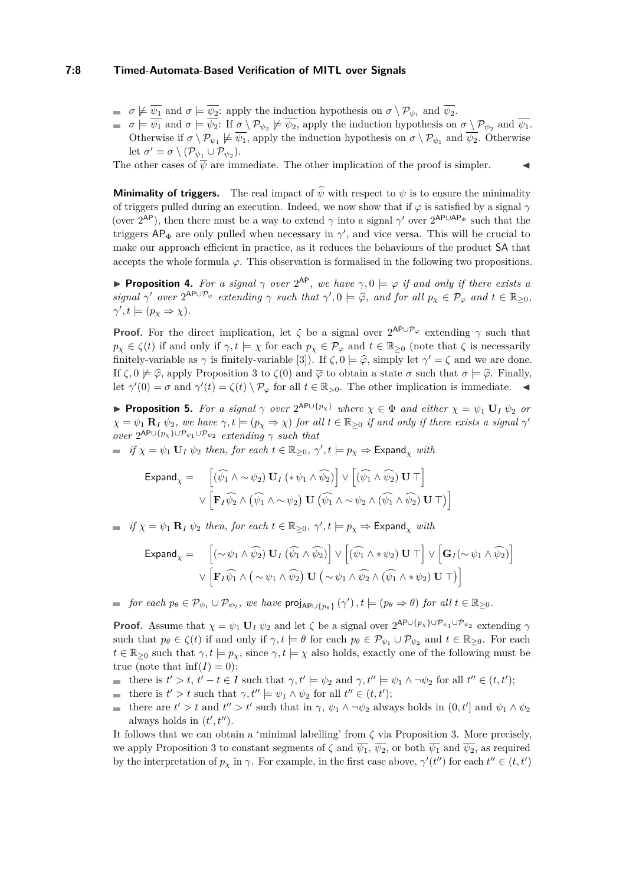- $\sigma \not\models \overline{\psi_1}$ and $\sigma \models \overline{\psi_2}$: apply the induction hypothesis on $\sigma \setminus \mathcal{P}_{\psi_1}$ and $\overline{\psi_2}$.
- $\sigma \models \overline{\psi_1}$ and $\sigma \models \overline{\psi_2}$: If $\sigma \setminus \mathcal{P}_{\psi_2} \not\models \overline{\psi_2}$, apply the induction hypothesis on $\sigma \setminus \mathcal{P}_{\psi_2}$ and $\overline{\psi_1}$. Otherwise if $\sigma \setminus \mathcal{P}_{\psi_1} \not\models \overline{\psi_1}$, apply the induction hypothesis on $\sigma \setminus \mathcal{P}_{\psi_1}$ and $\overline{\psi_2}$. Otherwise let $\sigma' = \sigma \setminus (\mathcal{P}_{\psi_1} \cup \mathcal{P}_{\psi_2})$.

The other cases of $\overline{\psi}$ are immediate. The other implication of the proof is simpler. ◀

**Minimality of triggers.** The real impact of $\widehat{\psi}$ with respect to $\psi$ is to ensure the minimality of triggers pulled during an execution. Indeed, we now show that if $\varphi$ is satisfied by a signal $\gamma$ (over $2^{\mathsf{AP}}$), then there must be a way to extend $\gamma$ into a signal $\gamma'$ over $2^{\mathsf{AP} \cup \mathsf{AP}_\Phi}$ such that the triggers $\mathsf{AP}_\Phi$ are only pulled when necessary in $\gamma'$, and vice versa. This will be crucial to make our approach efficient in practice, as it reduces the behaviours of the product $\mathsf{SA}$ that accepts the whole formula $\varphi$. This observation is formalised in the following two propositions.

▶ **Proposition 4.** *For a signal $\gamma$ over $2^{\mathsf{AP}}$, we have $\gamma, 0 \models \varphi$ if and only if there exists a signal $\gamma'$ over $2^{\mathsf{AP} \cup \mathcal{P}_\varphi}$ extending $\gamma$ such that $\gamma', 0 \models \widehat{\varphi}$, and for all $p_\chi \in \mathcal{P}_\varphi$ and $t \in \mathbb{R}_{\geq 0}$, $\gamma', t \models (p_\chi \Rightarrow \chi)$.*

**Proof.** For the direct implication, let $\zeta$ be a signal over $2^{\mathsf{AP} \cup \mathcal{P}_\varphi}$ extending $\gamma$ such that $p_\chi \in \zeta(t)$ if and only if $\gamma, t \models \chi$ for each $p_\chi \in \mathcal{P}_\varphi$ and $t \in \mathbb{R}_{\geq 0}$ (note that $\zeta$ is necessarily finitely-variable as $\gamma$ is finitely-variable [3]). If $\zeta, 0 \models \widehat{\varphi}$, simply let $\gamma' = \zeta$ and we are done. If $\zeta, 0 \not\models \widehat{\varphi}$, apply Proposition 3 to $\zeta(0)$ and $\overline{\varphi}$ to obtain a state $\sigma$ such that $\sigma \models \widehat{\varphi}$. Finally, let $\gamma'(0) = \sigma$ and $\gamma'(t) = \zeta(t) \setminus \mathcal{P}_\varphi$ for all $t \in \mathbb{R}_{>0}$. The other implication is immediate. ◀

▶ **Proposition 5.** *For a signal $\gamma$ over $2^{\mathsf{AP} \cup \{p_\chi\}}$ where $\chi \in \Phi$ and either $\chi = \psi_1 \mathbf{U}_I \psi_2$ or $\chi = \psi_1 \mathbf{R}_I \psi_2$, we have $\gamma, t \models (p_\chi \Rightarrow \chi)$ for all $t \in \mathbb{R}_{\geq 0}$ if and only if there exists a signal $\gamma'$ over $2^{\mathsf{AP} \cup \{p_\chi\} \cup \mathcal{P}_{\psi_1} \cup \mathcal{P}_{\psi_2}}$ extending $\gamma$ such that*

- *if $\chi = \psi_1 \mathbf{U}_I \psi_2$ then, for each $t \in \mathbb{R}_{\geq 0}$, $\gamma', t \models p_\chi \Rightarrow \mathsf{Expand}_\chi$ with*

$$\begin{aligned}\mathsf{Expand}_\chi = \quad & \Big[(\widehat{\psi_1} \wedge \sim\psi_2)\ \mathbf{U}_I\ ({*\psi_1} \wedge \widehat{\psi_2})\Big] \vee \Big[(\widehat{\psi_1} \wedge \widehat{\psi_2})\ \mathbf{U}\ \top\Big] \\ & \vee \Big[\mathbf{F}_I \widehat{\psi_2} \wedge (\widehat{\psi_1} \wedge \sim\psi_2)\ \mathbf{U}\ \big(\widehat{\psi_1} \wedge \sim\psi_2 \wedge (\widehat{\psi_1} \wedge \widehat{\psi_2})\ \mathbf{U}\ \top\big)\Big]\end{aligned}$$

- *if $\chi = \psi_1 \mathbf{R}_I \psi_2$ then, for each $t \in \mathbb{R}_{\geq 0}$, $\gamma', t \models p_\chi \Rightarrow \mathsf{Expand}_\chi$ with*

$$\begin{aligned}\mathsf{Expand}_\chi = \quad & \Big[(\sim\psi_1 \wedge \widehat{\psi_2})\ \mathbf{U}_I\ (\widehat{\psi_1} \wedge \widehat{\psi_2})\Big] \vee \Big[(\widehat{\psi_1} \wedge {*\psi_2})\ \mathbf{U}\ \top\Big] \vee \Big[\mathbf{G}_I(\sim\psi_1 \wedge \widehat{\psi_2})\Big] \\ & \vee \Big[\mathbf{F}_I \widehat{\psi_1} \wedge \big(\sim\psi_1 \wedge \widehat{\psi_2}\big)\ \mathbf{U}\ \big(\sim\psi_1 \wedge \widehat{\psi_2} \wedge (\widehat{\psi_1} \wedge {*\psi_2})\ \mathbf{U}\ \top\big)\Big]\end{aligned}$$

- *for each $p_\theta \in \mathcal{P}_{\psi_1} \cup \mathcal{P}_{\psi_2}$, we have $\mathsf{proj}_{\mathsf{AP} \cup \{p_\theta\}}(\gamma'), t \models (p_\theta \Rightarrow \theta)$ for all $t \in \mathbb{R}_{\geq 0}$.*

**Proof.** Assume that $\chi = \psi_1 \mathbf{U}_I \psi_2$ and let $\zeta$ be a signal over $2^{\mathsf{AP} \cup \{p_\chi\} \cup \mathcal{P}_{\psi_1} \cup \mathcal{P}_{\psi_2}}$ extending $\gamma$ such that $p_\theta \in \zeta(t)$ if and only if $\gamma, t \models \theta$ for each $p_\theta \in \mathcal{P}_{\psi_1} \cup \mathcal{P}_{\psi_2}$ and $t \in \mathbb{R}_{\geq 0}$. For each $t \in \mathbb{R}_{\geq 0}$ such that $\gamma, t \models p_\chi$, since $\gamma, t \models \chi$ also holds, exactly one of the following must be true (note that $\inf(I) = 0$):

- there is $t' > t$, $t' - t \in I$ such that $\gamma, t' \models \psi_2$ and $\gamma, t'' \models \psi_1 \wedge \neg\psi_2$ for all $t'' \in (t, t')$;
- there is $t' > t$ such that $\gamma, t'' \models \psi_1 \wedge \psi_2$ for all $t'' \in (t, t')$;
- there are $t' > t$ and $t'' > t'$ such that in $\gamma$, $\psi_1 \wedge \neg\psi_2$ always holds in $(0, t']$ and $\psi_1 \wedge \psi_2$ always holds in $(t', t'')$.

It follows that we can obtain a 'minimal labelling' from $\zeta$ via Proposition 3. More precisely, we apply Proposition 3 to constant segments of $\zeta$ and $\overline{\psi_1}$, $\overline{\psi_2}$, or both $\overline{\psi_1}$ and $\overline{\psi_2}$, as required by the interpretation of $p_\chi$ in $\gamma$. For example, in the first case above, $\gamma'(t'')$ for each $t'' \in (t, t')$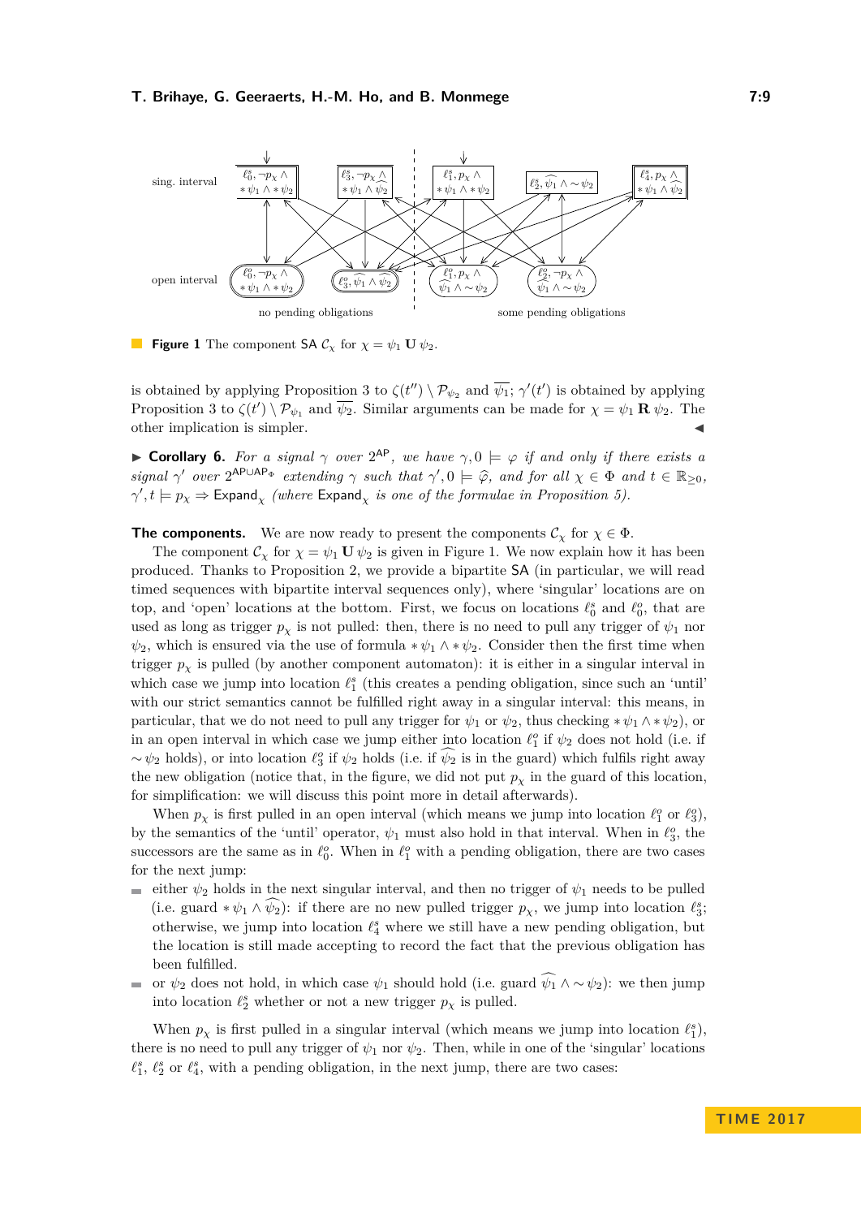sing. interval

open interval

no pending obligations

some pending obligations

**Figure 1** The component SA $\mathcal{C}_\chi$ for $\chi = \psi_1 \mathbf{U} \psi_2$.

is obtained by applying Proposition 3 to $\zeta(t'') \setminus \mathcal{P}_{\psi_2}$ and $\overline{\psi_1}$; $\gamma'(t')$ is obtained by applying Proposition 3 to $\zeta(t') \setminus \mathcal{P}_{\psi_1}$ and $\overline{\psi_2}$. Similar arguments can be made for $\chi = \psi_1 \mathbf{R} \psi_2$. The other implication is simpler. ◀

▶ **Corollary 6.** *For a signal $\gamma$ over $2^{\mathsf{AP}}$, we have $\gamma, 0 \models \varphi$ if and only if there exists a signal $\gamma'$ over $2^{\mathsf{AP} \cup \mathsf{AP}_\Phi}$ extending $\gamma$ such that $\gamma', 0 \models \widehat{\varphi}$, and for all $\chi \in \Phi$ and $t \in \mathbb{R}_{\geq 0}$, $\gamma', t \models p_\chi \Rightarrow \mathsf{Expand}_\chi$ (where $\mathsf{Expand}_\chi$ is one of the formulae in Proposition 5).*

**The components.** We are now ready to present the components $\mathcal{C}_\chi$ for $\chi \in \Phi$.

The component $\mathcal{C}_\chi$ for $\chi = \psi_1 \mathbf{U} \psi_2$ is given in Figure 1. We now explain how it has been produced. Thanks to Proposition 2, we provide a bipartite SA (in particular, we will read timed sequences with bipartite interval sequences only), where 'singular' locations are on top, and 'open' locations at the bottom. First, we focus on locations $\ell_0^s$ and $\ell_0^o$, that are used as long as trigger $p_\chi$ is not pulled: then, there is no need to pull any trigger of $\psi_1$ nor $\psi_2$, which is ensured via the use of formula $*\psi_1 \wedge *\psi_2$. Consider then the first time when trigger $p_\chi$ is pulled (by another component automaton): it is either in a singular interval in which case we jump into location $\ell_1^s$ (this creates a pending obligation, since such an 'until' with our strict semantics cannot be fulfilled right away in a singular interval: this means, in particular, that we do not need to pull any trigger for $\psi_1$ or $\psi_2$, thus checking $*\psi_1 \wedge *\psi_2$), or in an open interval in which case we jump either into location $\ell_1^o$ if $\psi_2$ does not hold (i.e. if $\sim\psi_2$ holds), or into location $\ell_3^o$ if $\psi_2$ holds (i.e. if $\widehat{\psi_2}$ is in the guard) which fulfils right away the new obligation (notice that, in the figure, we did not put $p_\chi$ in the guard of this location, for simplification: we will discuss this point more in detail afterwards).

When $p_\chi$ is first pulled in an open interval (which means we jump into location $\ell_1^o$ or $\ell_3^o$), by the semantics of the 'until' operator, $\psi_1$ must also hold in that interval. When in $\ell_3^o$, the successors are the same as in $\ell_0^o$. When in $\ell_1^o$ with a pending obligation, there are two cases for the next jump:

- either $\psi_2$ holds in the next singular interval, and then no trigger of $\psi_1$ needs to be pulled (i.e. guard $*\psi_1 \wedge \widehat{\psi_2}$): if there are no new pulled trigger $p_\chi$, we jump into location $\ell_3^s$; otherwise, we jump into location $\ell_4^s$ where we still have a new pending obligation, but the location is still made accepting to record the fact that the previous obligation has been fulfilled.
- or $\psi_2$ does not hold, in which case $\psi_1$ should hold (i.e. guard $\widehat{\psi_1} \wedge \sim\psi_2$): we then jump into location $\ell_2^s$ whether or not a new trigger $p_\chi$ is pulled.

When $p_\chi$ is first pulled in a singular interval (which means we jump into location $\ell_1^s$), there is no need to pull any trigger of $\psi_1$ nor $\psi_2$. Then, while in one of the 'singular' locations $\ell_1^s$, $\ell_2^s$ or $\ell_4^s$, with a pending obligation, in the next jump, there are two cases: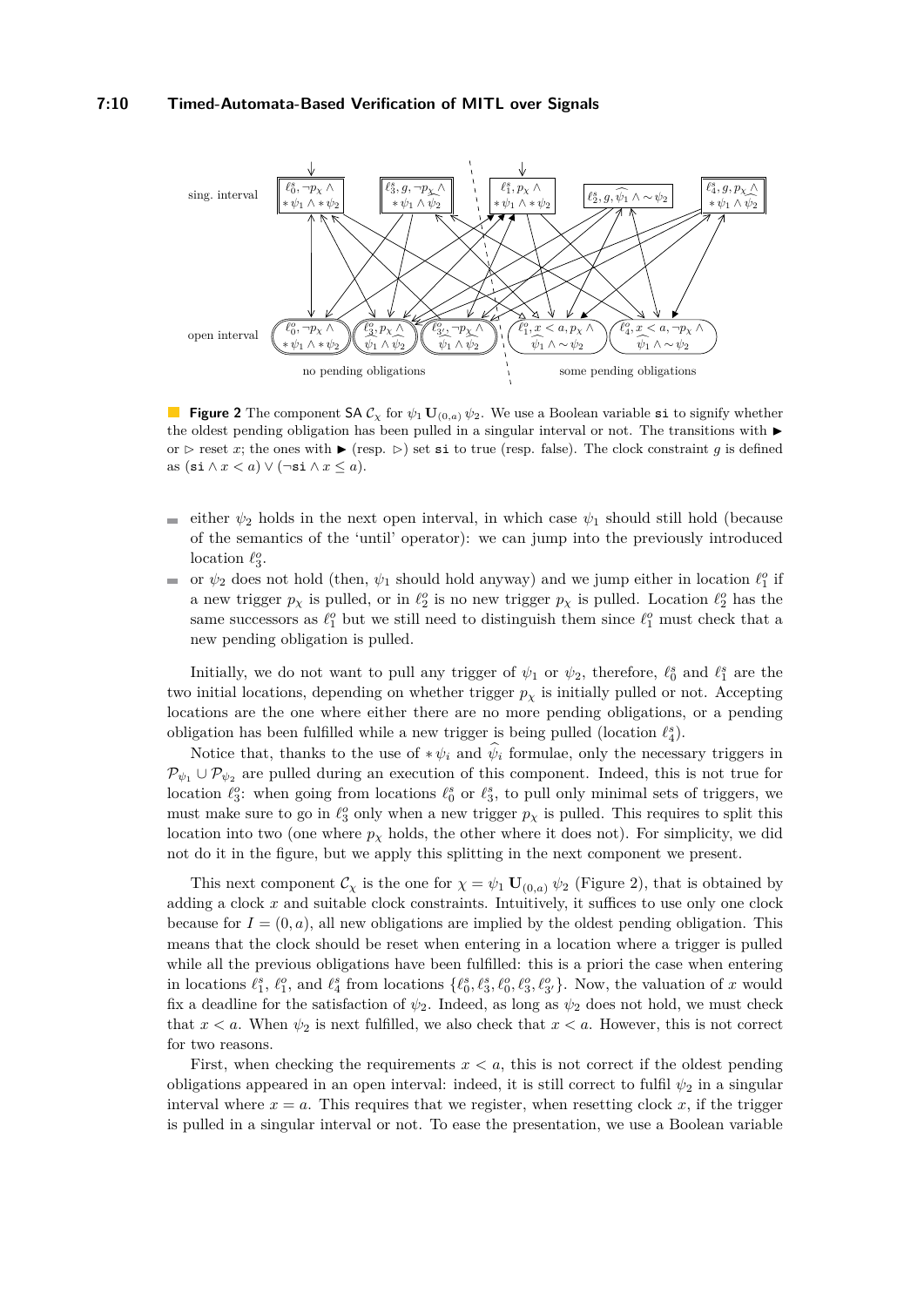sing. interval

open interval

no pending obligations

some pending obligations

**Figure 2** The component SA $\mathcal{C}_\chi$ for $\psi_1 \mathbf{U}_{(0,a)} \psi_2$. We use a Boolean variable `si` to signify whether the oldest pending obligation has been pulled in a singular interval or not. The transitions with ▶ or ▷ reset $x$; the ones with ▶ (resp. ▷) set `si` to true (resp. false). The clock constraint $g$ is defined as $(\mathtt{si} \wedge x < a) \vee (\neg \mathtt{si} \wedge x \leq a)$.

- either $\psi_2$ holds in the next open interval, in which case $\psi_1$ should still hold (because of the semantics of the 'until' operator): we can jump into the previously introduced location $\ell_3^o$.
- or $\psi_2$ does not hold (then, $\psi_1$ should hold anyway) and we jump either in location $\ell_1^o$ if a new trigger $p_\chi$ is pulled, or in $\ell_2^o$ is no new trigger $p_\chi$ is pulled. Location $\ell_2^o$ has the same successors as $\ell_1^o$ but we still need to distinguish them since $\ell_1^o$ must check that a new pending obligation is pulled.

Initially, we do not want to pull any trigger of $\psi_1$ or $\psi_2$, therefore, $\ell_0^s$ and $\ell_1^s$ are the two initial locations, depending on whether trigger $p_\chi$ is initially pulled or not. Accepting locations are the one where either there are no more pending obligations, or a pending obligation has been fulfilled while a new trigger is being pulled (location $\ell_4^s$).

Notice that, thanks to the use of $*\psi_i$ and $\widehat{\psi_i}$ formulae, only the necessary triggers in $\mathcal{P}_{\psi_1} \cup \mathcal{P}_{\psi_2}$ are pulled during an execution of this component. Indeed, this is not true for location $\ell_3^o$: when going from locations $\ell_0^s$ or $\ell_3^s$, to pull only minimal sets of triggers, we must make sure to go in $\ell_3^o$ only when a new trigger $p_\chi$ is pulled. This requires to split this location into two (one where $p_\chi$ holds, the other where it does not). For simplicity, we did not do it in the figure, but we apply this splitting in the next component we present.

This next component $\mathcal{C}_\chi$ is the one for $\chi = \psi_1 \mathbf{U}_{(0,a)} \psi_2$ (Figure 2), that is obtained by adding a clock $x$ and suitable clock constraints. Intuitively, it suffices to use only one clock because for $I = (0, a)$, all new obligations are implied by the oldest pending obligation. This means that the clock should be reset when entering in a location where a trigger is pulled while all the previous obligations have been fulfilled: this is a priori the case when entering in locations $\ell_1^s$, $\ell_1^o$, and $\ell_4^s$ from locations $\{\ell_0^s, \ell_3^s, \ell_0^o, \ell_3^o, \ell_{3'}^o\}$. Now, the valuation of $x$ would fix a deadline for the satisfaction of $\psi_2$. Indeed, as long as $\psi_2$ does not hold, we must check that $x < a$. When $\psi_2$ is next fulfilled, we also check that $x < a$. However, this is not correct for two reasons.

First, when checking the requirements $x < a$, this is not correct if the oldest pending obligations appeared in an open interval: indeed, it is still correct to fulfil $\psi_2$ in a singular interval where $x = a$. This requires that we register, when resetting clock $x$, if the trigger is pulled in a singular interval or not. To ease the presentation, we use a Boolean variable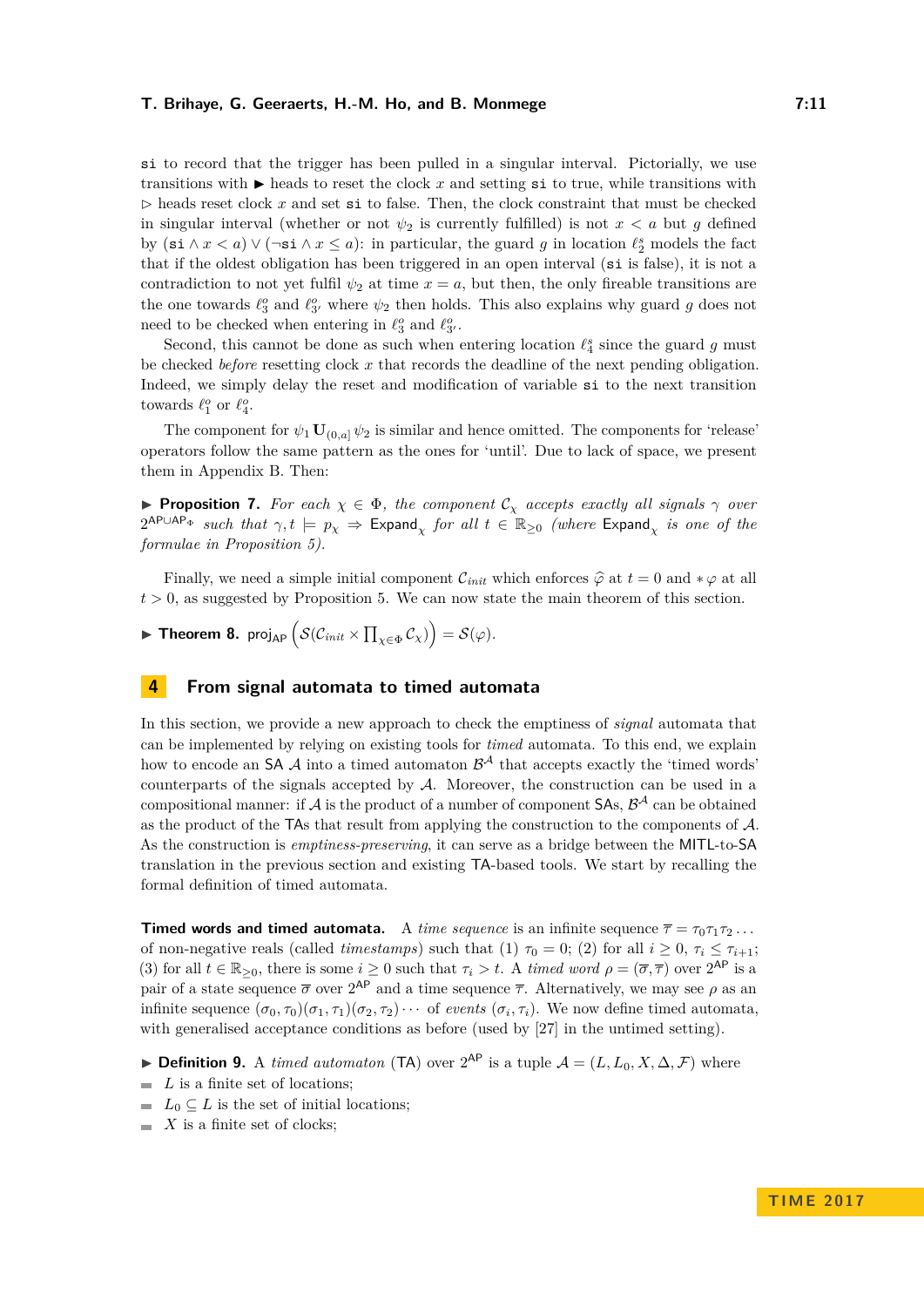si to record that the trigger has been pulled in a singular interval. Pictorially, we use transitions with ▶ heads to reset the clock $x$ and setting si to true, while transitions with ▷ heads reset clock $x$ and set si to false. Then, the clock constraint that must be checked in singular interval (whether or not $\psi_2$ is currently fulfilled) is not $x < a$ but $g$ defined by $(\mathtt{si} \wedge x < a) \vee (\neg\mathtt{si} \wedge x \leq a)$: in particular, the guard $g$ in location $\ell_2^s$ models the fact that if the oldest obligation has been triggered in an open interval (si is false), it is not a contradiction to not yet fulfil $\psi_2$ at time $x = a$, but then, the only fireable transitions are the one towards $\ell_3^o$ and $\ell_{3'}^o$ where $\psi_2$ then holds. This also explains why guard $g$ does not need to be checked when entering in $\ell_3^o$ and $\ell_{3'}^o$.

Second, this cannot be done as such when entering location $\ell_4^s$ since the guard $g$ must be checked *before* resetting clock $x$ that records the deadline of the next pending obligation. Indeed, we simply delay the reset and modification of variable si to the next transition towards $\ell_1^o$ or $\ell_4^o$.

The component for $\psi_1 \mathbf{U}_{(0,a]} \psi_2$ is similar and hence omitted. The components for 'release' operators follow the same pattern as the ones for 'until'. Due to lack of space, we present them in Appendix B. Then:

▶ **Proposition 7.** *For each $\chi \in \Phi$, the component $\mathcal{C}_\chi$ accepts exactly all signals $\gamma$ over $2^{\mathsf{AP} \cup \mathsf{AP}_\Phi}$ such that $\gamma, t \models p_\chi \Rightarrow \mathsf{Expand}_\chi$ for all $t \in \mathbb{R}_{\geq 0}$ (where $\mathsf{Expand}_\chi$ is one of the formulae in Proposition 5).*

Finally, we need a simple initial component $\mathcal{C}_{init}$ which enforces $\widehat{\varphi}$ at $t = 0$ and $* \varphi$ at all $t > 0$, as suggested by Proposition 5. We can now state the main theorem of this section.

▶ **Theorem 8.** $\mathsf{proj}_{\mathsf{AP}}\left(\mathcal{S}(\mathcal{C}_{init} \times \prod_{\chi \in \Phi} \mathcal{C}_\chi)\right) = \mathcal{S}(\varphi)$.

## 4 From signal automata to timed automata

In this section, we provide a new approach to check the emptiness of *signal* automata that can be implemented by relying on existing tools for *timed* automata. To this end, we explain how to encode an SA $\mathcal{A}$ into a timed automaton $\mathcal{B}^{\mathcal{A}}$ that accepts exactly the 'timed words' counterparts of the signals accepted by $\mathcal{A}$. Moreover, the construction can be used in a compositional manner: if $\mathcal{A}$ is the product of a number of component SAs, $\mathcal{B}^{\mathcal{A}}$ can be obtained as the product of the TAs that result from applying the construction to the components of $\mathcal{A}$. As the construction is *emptiness-preserving*, it can serve as a bridge between the MITL-to-SA translation in the previous section and existing TA-based tools. We start by recalling the formal definition of timed automata.

**Timed words and timed automata.** A *time sequence* is an infinite sequence $\overline{\tau} = \tau_0\tau_1\tau_2\ldots$ of non-negative reals (called *timestamps*) such that (1) $\tau_0 = 0$; (2) for all $i \geq 0$, $\tau_i \leq \tau_{i+1}$; (3) for all $t \in \mathbb{R}_{\geq 0}$, there is some $i \geq 0$ such that $\tau_i > t$. A *timed word* $\rho = (\overline{\sigma}, \overline{\tau})$ over $2^{\mathsf{AP}}$ is a pair of a state sequence $\overline{\sigma}$ over $2^{\mathsf{AP}}$ and a time sequence $\overline{\tau}$. Alternatively, we may see $\rho$ as an infinite sequence $(\sigma_0, \tau_0)(\sigma_1, \tau_1)(\sigma_2, \tau_2)\cdots$ of *events* $(\sigma_i, \tau_i)$. We now define timed automata, with generalised acceptance conditions as before (used by [27] in the untimed setting).

▶ **Definition 9.** A *timed automaton* (TA) over $2^{\mathsf{AP}}$ is a tuple $\mathcal{A} = (L, L_0, X, \Delta, \mathcal{F})$ where

- $L$ is a finite set of locations;
- $L_0 \subseteq L$ is the set of initial locations;
- $X$ is a finite set of clocks;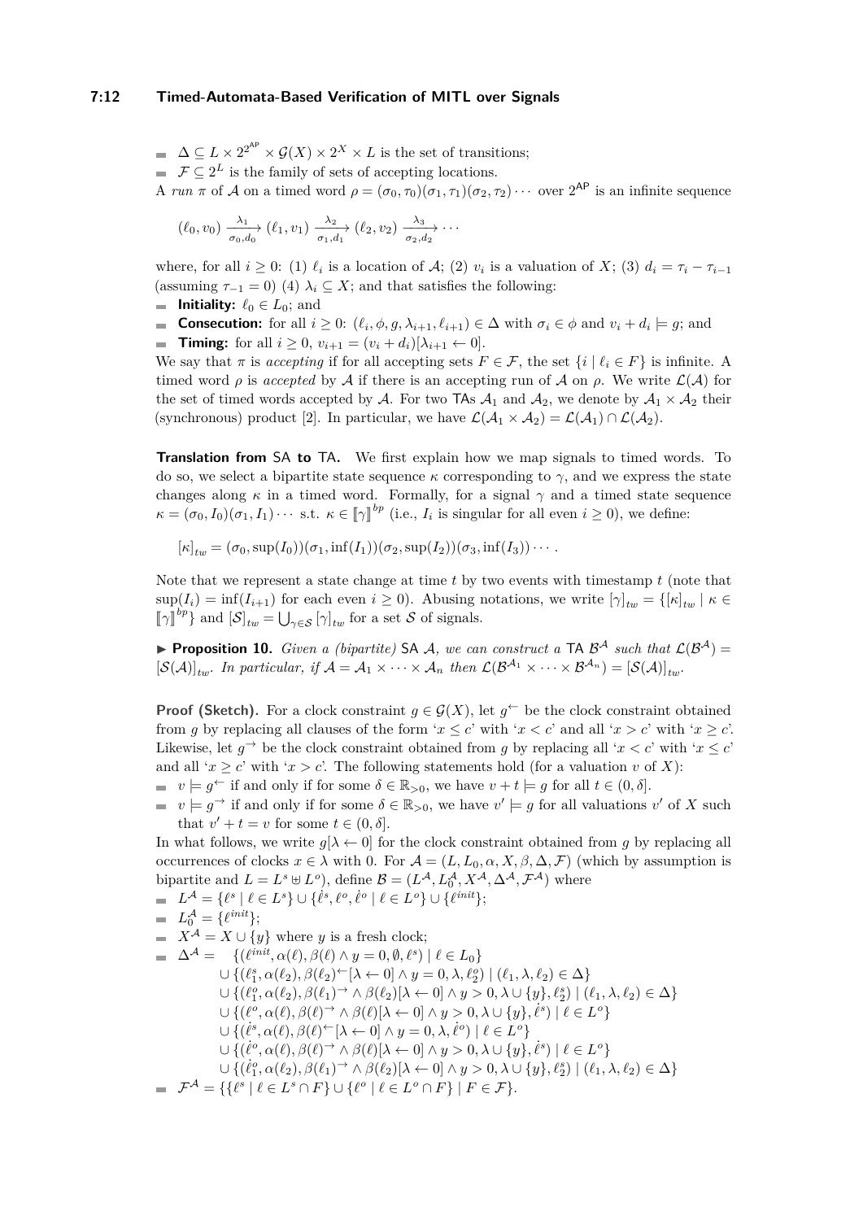- $\Delta \subseteq L \times 2^{2^{\mathsf{AP}}} \times \mathcal{G}(X) \times 2^X \times L$ is the set of transitions;
- $\mathcal{F} \subseteq 2^L$ is the family of sets of accepting locations.

A *run* $\pi$ of $\mathcal{A}$ on a timed word $\rho = (\sigma_0, \tau_0)(\sigma_1, \tau_1)(\sigma_2, \tau_2) \cdots$ over $2^{\mathsf{AP}}$ is an infinite sequence

$$(\ell_0, v_0) \xrightarrow[\sigma_0, d_0]{\lambda_1} (\ell_1, v_1) \xrightarrow[\sigma_1, d_1]{\lambda_2} (\ell_2, v_2) \xrightarrow[\sigma_2, d_2]{\lambda_3} \cdots$$

where, for all $i \geq 0$: (1) $\ell_i$ is a location of $\mathcal{A}$; (2) $v_i$ is a valuation of $X$; (3) $d_i = \tau_i - \tau_{i-1}$ (assuming $\tau_{-1} = 0$) (4) $\lambda_i \subseteq X$; and that satisfies the following:

- **Initiality:** $\ell_0 \in L_0$; and
- **Consecution:** for all $i \geq 0$: $(\ell_i, \phi, g, \lambda_{i+1}, \ell_{i+1}) \in \Delta$ with $\sigma_i \in \phi$ and $v_i + d_i \models g$; and
- **Timing:** for all $i \geq 0$, $v_{i+1} = (v_i + d_i)[\lambda_{i+1} \leftarrow 0]$.

We say that $\pi$ is *accepting* if for all accepting sets $F \in \mathcal{F}$, the set $\{i \mid \ell_i \in F\}$ is infinite. A timed word $\rho$ is *accepted* by $\mathcal{A}$ if there is an accepting run of $\mathcal{A}$ on $\rho$. We write $\mathcal{L}(\mathcal{A})$ for the set of timed words accepted by $\mathcal{A}$. For two TAs $\mathcal{A}_1$ and $\mathcal{A}_2$, we denote by $\mathcal{A}_1 \times \mathcal{A}_2$ their (synchronous) product [2]. In particular, we have $\mathcal{L}(\mathcal{A}_1 \times \mathcal{A}_2) = \mathcal{L}(\mathcal{A}_1) \cap \mathcal{L}(\mathcal{A}_2)$.

**Translation from SA to TA.** We first explain how we map signals to timed words. To do so, we select a bipartite state sequence $\kappa$ corresponding to $\gamma$, and we express the state changes along $\kappa$ in a timed word. Formally, for a signal $\gamma$ and a timed state sequence $\kappa = (\sigma_0, I_0)(\sigma_1, I_1) \cdots$ s.t. $\kappa \in \llbracket \gamma \rrbracket^{bp}$ (i.e., $I_i$ is singular for all even $i \geq 0$), we define:

$$[\kappa]_{tw} = (\sigma_0, \sup(I_0))(\sigma_1, \inf(I_1))(\sigma_2, \sup(I_2))(\sigma_3, \inf(I_3)) \cdots .$$

Note that we represent a state change at time $t$ by two events with timestamp $t$ (note that $\sup(I_i) = \inf(I_{i+1})$ for each even $i \geq 0$). Abusing notations, we write $[\gamma]_{tw} = \{[\kappa]_{tw} \mid \kappa \in \llbracket \gamma \rrbracket^{bp}\}$ and $[\mathcal{S}]_{tw} = \bigcup_{\gamma \in \mathcal{S}} [\gamma]_{tw}$ for a set $\mathcal{S}$ of signals.

▶ **Proposition 10.** *Given a (bipartite) SA $\mathcal{A}$, we can construct a TA $\mathcal{B}^{\mathcal{A}}$ such that $\mathcal{L}(\mathcal{B}^{\mathcal{A}}) = [\mathcal{S}(\mathcal{A})]_{tw}$. In particular, if $\mathcal{A} = \mathcal{A}_1 \times \cdots \times \mathcal{A}_n$ then $\mathcal{L}(\mathcal{B}^{\mathcal{A}_1} \times \cdots \times \mathcal{B}^{\mathcal{A}_n}) = [\mathcal{S}(\mathcal{A})]_{tw}$.*

**Proof (Sketch).** For a clock constraint $g \in \mathcal{G}(X)$, let $g^{\leftarrow}$ be the clock constraint obtained from $g$ by replacing all clauses of the form '$x \leq c$' with '$x < c$' and all '$x > c$' with '$x \geq c$'. Likewise, let $g^{\rightarrow}$ be the clock constraint obtained from $g$ by replacing all '$x < c$' with '$x \leq c$' and all '$x \geq c$' with '$x > c$'. The following statements hold (for a valuation $v$ of $X$):

- $v \models g^{\leftarrow}$ if and only if for some $\delta \in \mathbb{R}_{>0}$, we have $v + t \models g$ for all $t \in (0, \delta]$.
- $v \models g^{\rightarrow}$ if and only if for some $\delta \in \mathbb{R}_{>0}$, we have $v' \models g$ for all valuations $v'$ of $X$ such that $v' + t = v$ for some $t \in (0, \delta]$.

In what follows, we write $g[\lambda \leftarrow 0]$ for the clock constraint obtained from $g$ by replacing all occurrences of clocks $x \in \lambda$ with 0. For $\mathcal{A} = (L, L_0, \alpha, X, \beta, \Delta, \mathcal{F})$ (which by assumption is bipartite and $L = L^s \uplus L^o$), define $\mathcal{B} = (L^{\mathcal{A}}, L_0^{\mathcal{A}}, X^{\mathcal{A}}, \Delta^{\mathcal{A}}, \mathcal{F}^{\mathcal{A}})$ where

- $L^{\mathcal{A}} = \{\ell^s \mid \ell \in L^s\} \cup \{\dot{\ell}^s, \ell^o, \dot{\ell}^o \mid \ell \in L^o\} \cup \{\ell^{init}\}$;
- $L_0^{\mathcal{A}} = \{\ell^{init}\}$;
- $X^{\mathcal{A}} = X \cup \{y\}$ where $y$ is a fresh clock;
- $$\begin{aligned}\Delta^{\mathcal{A}} = \quad & \{(\ell^{init}, \alpha(\ell), \beta(\ell) \wedge y = 0, \emptyset, \ell^s) \mid \ell \in L_0\} \\ & \cup \{(\ell_1^s, \alpha(\ell_2), \beta(\ell_2)^{\leftarrow}[\lambda \leftarrow 0] \wedge y = 0, \lambda, \ell_2^o) \mid (\ell_1, \lambda, \ell_2) \in \Delta\} \\ & \cup \{(\ell_1^o, \alpha(\ell_2), \beta(\ell_1)^{\rightarrow} \wedge \beta(\ell_2)[\lambda \leftarrow 0] \wedge y > 0, \lambda \cup \{y\}, \ell_2^s) \mid (\ell_1, \lambda, \ell_2) \in \Delta\} \\ & \cup \{(\ell^o, \alpha(\ell), \beta(\ell)^{\rightarrow} \wedge \beta(\ell)[\lambda \leftarrow 0] \wedge y > 0, \lambda \cup \{y\}, \dot{\ell}^s) \mid \ell \in L^o\} \\ & \cup \{(\dot{\ell}^s, \alpha(\ell), \beta(\ell)^{\leftarrow}[\lambda \leftarrow 0] \wedge y = 0, \lambda, \dot{\ell}^o) \mid \ell \in L^o\} \\ & \cup \{(\dot{\ell}^o, \alpha(\ell), \beta(\ell)^{\rightarrow} \wedge \beta(\ell)[\lambda \leftarrow 0] \wedge y > 0, \lambda \cup \{y\}, \dot{\ell}^s) \mid \ell \in L^o\} \\ & \cup \{(\dot{\ell}_1^o, \alpha(\ell_2), \beta(\ell_1)^{\rightarrow} \wedge \beta(\ell_2)[\lambda \leftarrow 0] \wedge y > 0, \lambda \cup \{y\}, \ell_2^s) \mid (\ell_1, \lambda, \ell_2) \in \Delta\}\end{aligned}$$
- $\mathcal{F}^{\mathcal{A}} = \{\{\ell^s \mid \ell \in L^s \cap F\} \cup \{\ell^o \mid \ell \in L^o \cap F\} \mid F \in \mathcal{F}\}$.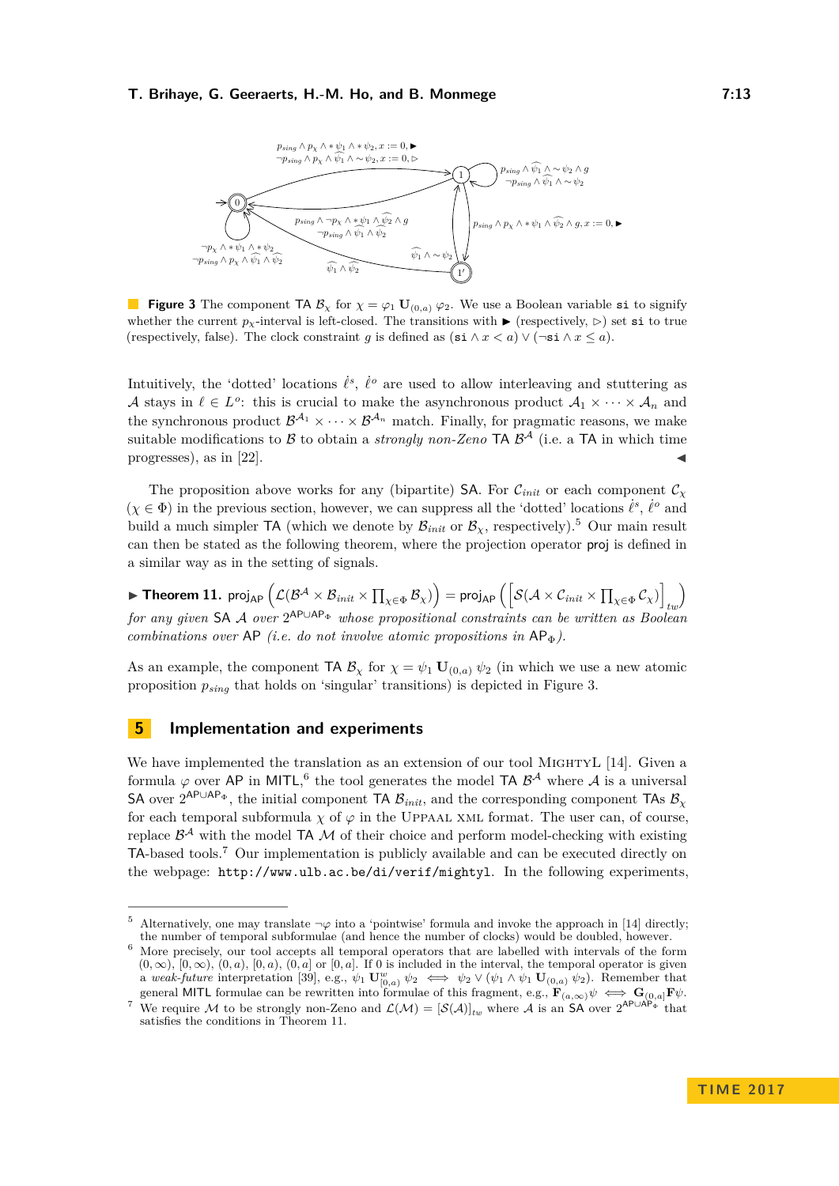$p_{sing} \land p_\chi \land *\psi_1 \land *\psi_2, x := 0, \blacktriangleright$
$\neg p_{sing} \land p_\chi \land \widehat{\psi_1} \land \sim\psi_2, x := 0, \triangleright$

$p_{sing} \land \widehat{\psi_1} \land \sim\psi_2 \land g$
$\neg p_{sing} \land \widehat{\psi_1} \land \sim\psi_2$

$p_{sing} \land \neg p_\chi \land *\psi_1 \land \widehat{\psi_2} \land g$
$\neg p_{sing} \land \widehat{\psi_1} \land \widehat{\psi_2}$

$p_{sing} \land p_\chi \land *\psi_1 \land \widehat{\psi_2} \land g, x := 0, \blacktriangleright$

$\neg p_\chi \land *\psi_1 \land *\psi_2$
$\neg p_{sing} \land p_\chi \land \widehat{\psi_1} \land \widehat{\psi_2}$

$\widehat{\psi_1} \land \sim\psi_2$

$\widehat{\psi_1} \land \widehat{\psi_2}$

**Figure 3** The component TA $\mathcal{B}_\chi$ for $\chi = \varphi_1 \, \mathbf{U}_{(0,a)} \, \varphi_2$. We use a Boolean variable `si` to signify whether the current $p_\chi$-interval is left-closed. The transitions with ▶ (respectively, ▷) set `si` to true (respectively, false). The clock constraint $g$ is defined as $(\texttt{si} \land x < a) \lor (\neg\texttt{si} \land x \leq a)$.

Intuitively, the 'dotted' locations $\dot{\ell}^s$, $\dot{\ell}^o$ are used to allow interleaving and stuttering as $\mathcal{A}$ stays in $\ell \in L^o$: this is crucial to make the asynchronous product $\mathcal{A}_1 \times \cdots \times \mathcal{A}_n$ and the synchronous product $\mathcal{B}^{\mathcal{A}_1} \times \cdots \times \mathcal{B}^{\mathcal{A}_n}$ match. Finally, for pragmatic reasons, we make suitable modifications to $\mathcal{B}$ to obtain a *strongly non-Zeno* TA $\mathcal{B}^{\mathcal{A}}$ (i.e. a TA in which time progresses), as in [22]. ◀

The proposition above works for any (bipartite) SA. For $\mathcal{C}_{init}$ or each component $\mathcal{C}_\chi$ ($\chi \in \Phi$) in the previous section, however, we can suppress all the 'dotted' locations $\dot{\ell}^s$, $\dot{\ell}^o$ and build a much simpler TA (which we denote by $\mathcal{B}_{init}$ or $\mathcal{B}_\chi$, respectively).[5] Our main result can then be stated as the following theorem, where the projection operator proj is defined in a similar way as in the setting of signals.

▶ **Theorem 11.** $\mathsf{proj}_{\mathsf{AP}}\left(\mathcal{L}(\mathcal{B}^{\mathcal{A}} \times \mathcal{B}_{init} \times \prod_{\chi\in\Phi} \mathcal{B}_\chi)\right) = \mathsf{proj}_{\mathsf{AP}}\left(\left[\mathcal{S}(\mathcal{A} \times \mathcal{C}_{init} \times \prod_{\chi\in\Phi} \mathcal{C}_\chi)\right]_{tw}\right)$ *for any given* SA $\mathcal{A}$ *over* $2^{\mathsf{AP}\cup\mathsf{AP}_\Phi}$ *whose propositional constraints can be written as Boolean combinations over* AP *(i.e. do not involve atomic propositions in* $\mathsf{AP}_\Phi$*).*

As an example, the component TA $\mathcal{B}_\chi$ for $\chi = \psi_1 \, \mathbf{U}_{(0,a)} \, \psi_2$ (in which we use a new atomic proposition $p_{sing}$ that holds on 'singular' transitions) is depicted in Figure 3.

# 5 Implementation and experiments

We have implemented the translation as an extension of our tool MightyL [14]. Given a formula $\varphi$ over AP in MITL,[6] the tool generates the model TA $\mathcal{B}^{\mathcal{A}}$ where $\mathcal{A}$ is a universal SA over $2^{\mathsf{AP}\cup\mathsf{AP}_\Phi}$, the initial component TA $\mathcal{B}_{init}$, and the corresponding component TAs $\mathcal{B}_\chi$ for each temporal subformula $\chi$ of $\varphi$ in the Uppaal xml format. The user can, of course, replace $\mathcal{B}^{\mathcal{A}}$ with the model TA $\mathcal{M}$ of their choice and perform model-checking with existing TA-based tools.[7] Our implementation is publicly available and can be executed directly on the webpage: `http://www.ulb.ac.be/di/verif/mightyl`. In the following experiments,

---

[5] Alternatively, one may translate $\neg\varphi$ into a 'pointwise' formula and invoke the approach in [14] directly; the number of temporal subformulae (and hence the number of clocks) would be doubled, however.

[6] More precisely, our tool accepts all temporal operators that are labelled with intervals of the form $(0,\infty)$, $[0,\infty)$, $(0,a)$, $[0,a)$, $(0,a]$ or $[0,a]$. If 0 is included in the interval, the temporal operator is given a *weak-future* interpretation [39], e.g., $\psi_1 \, \mathbf{U}^w_{[0,a)} \, \psi_2 \iff \psi_2 \lor (\psi_1 \land \psi_1 \, \mathbf{U}_{(0,a)} \, \psi_2)$. Remember that general MITL formulae can be rewritten into formulae of this fragment, e.g., $\mathbf{F}_{(a,\infty)}\psi \iff \mathbf{G}_{(0,a]}\mathbf{F}\psi$.

[7] We require $\mathcal{M}$ to be strongly non-Zeno and $\mathcal{L}(\mathcal{M}) = [\mathcal{S}(\mathcal{A})]_{tw}$ where $\mathcal{A}$ is an SA over $2^{\mathsf{AP}\cup\mathsf{AP}_\Phi}$ that satisfies the conditions in Theorem 11.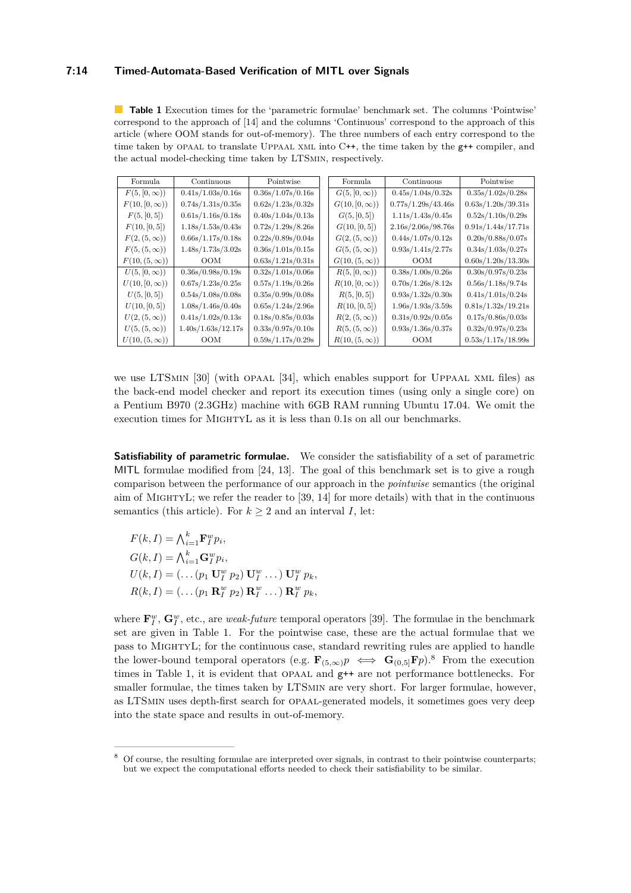**Table 1** Execution times for the 'parametric formulae' benchmark set. The columns 'Pointwise' correspond to the approach of [14] and the columns 'Continuous' correspond to the approach of this article (where OOM stands for out-of-memory). The three numbers of each entry correspond to the time taken by OPAAL to translate UPPAAL XML into C++, the time taken by the g++ compiler, and the actual model-checking time taken by LTSMIN, respectively.

| Formula | Continuous | Pointwise | Formula | Continuous | Pointwise |
|---|---|---|---|---|---|
| $F(5, [0, \infty))$ | 0.41s/1.03s/0.16s | 0.36s/1.07s/0.16s | $G(5, [0, \infty))$ | 0.45s/1.04s/0.32s | 0.35s/1.02s/0.28s |
| $F(10, [0, \infty))$ | 0.74s/1.31s/0.35s | 0.62s/1.23s/0.32s | $G(10, [0, \infty))$ | 0.77s/1.29s/43.46s | 0.63s/1.20s/39.31s |
| $F(5, [0, 5])$ | 0.61s/1.16s/0.18s | 0.40s/1.04s/0.13s | $G(5, [0, 5])$ | 1.11s/1.43s/0.45s | 0.52s/1.10s/0.29s |
| $F(10, [0, 5])$ | 1.18s/1.53s/0.43s | 0.72s/1.29s/8.26s | $G(10, [0, 5])$ | 2.16s/2.06s/98.76s | 0.91s/1.44s/17.71s |
| $F(2, (5, \infty))$ | 0.66s/1.17s/0.18s | 0.22s/0.89s/0.04s | $G(2, (5, \infty))$ | 0.44s/1.07s/0.12s | 0.20s/0.88s/0.07s |
| $F(5, (5, \infty))$ | 1.48s/1.73s/3.02s | 0.36s/1.01s/0.15s | $G(5, (5, \infty))$ | 0.93s/1.41s/2.77s | 0.34s/1.03s/0.27s |
| $F(10, (5, \infty))$ | OOM | 0.63s/1.21s/0.31s | $G(10, (5, \infty))$ | OOM | 0.60s/1.20s/13.30s |
| $U(5, [0, \infty))$ | 0.36s/0.98s/0.19s | 0.32s/1.01s/0.06s | $R(5, [0, \infty))$ | 0.38s/1.00s/0.26s | 0.30s/0.97s/0.23s |
| $U(10, [0, \infty))$ | 0.67s/1.23s/0.25s | 0.57s/1.19s/0.26s | $R(10, [0, \infty))$ | 0.70s/1.26s/8.12s | 0.56s/1.18s/9.74s |
| $U(5, [0, 5])$ | 0.54s/1.08s/0.08s | 0.35s/0.99s/0.08s | $R(5, [0, 5])$ | 0.93s/1.32s/0.30s | 0.41s/1.01s/0.24s |
| $U(10, [0, 5])$ | 1.08s/1.46s/0.40s | 0.65s/1.24s/2.96s | $R(10, [0, 5])$ | 1.96s/1.93s/3.59s | 0.81s/1.32s/19.21s |
| $U(2, (5, \infty))$ | 0.41s/1.02s/0.13s | 0.18s/0.85s/0.03s | $R(2, (5, \infty))$ | 0.31s/0.92s/0.05s | 0.17s/0.86s/0.03s |
| $U(5, (5, \infty))$ | 1.40s/1.63s/12.17s | 0.33s/0.97s/0.10s | $R(5, (5, \infty))$ | 0.93s/1.36s/0.37s | 0.32s/0.97s/0.23s |
| $U(10, (5, \infty))$ | OOM | 0.59s/1.17s/0.29s | $R(10, (5, \infty))$ | OOM | 0.53s/1.17s/18.99s |

we use LTSMIN [30] (with OPAAL [34], which enables support for UPPAAL XML files) as the back-end model checker and report its execution times (using only a single core) on a Pentium B970 (2.3GHz) machine with 6GB RAM running Ubuntu 17.04. We omit the execution times for MIGHTYL as it is less than 0.1s on all our benchmarks.

**Satisfiability of parametric formulae.** We consider the satisfiability of a set of parametric MITL formulae modified from [24, 13]. The goal of this benchmark set is to give a rough comparison between the performance of our approach in the *pointwise* semantics (the original aim of MIGHTYL; we refer the reader to [39, 14] for more details) with that in the continuous semantics (this article). For $k \geq 2$ and an interval $I$, let:

$$F(k, I) = \bigwedge_{i=1}^{k} \mathbf{F}_I^w p_i,$$
$$G(k, I) = \bigwedge_{i=1}^{k} \mathbf{G}_I^w p_i,$$
$$U(k, I) = (\dots (p_1 \, \mathbf{U}_I^w \, p_2) \, \mathbf{U}_I^w \dots) \, \mathbf{U}_I^w \, p_k,$$
$$R(k, I) = (\dots (p_1 \, \mathbf{R}_I^w \, p_2) \, \mathbf{R}_I^w \dots) \, \mathbf{R}_I^w \, p_k,$$

where $\mathbf{F}_I^w$, $\mathbf{G}_I^w$, etc., are *weak-future* temporal operators [39]. The formulae in the benchmark set are given in Table 1. For the pointwise case, these are the actual formulae that we pass to MIGHTYL; for the continuous case, standard rewriting rules are applied to handle the lower-bound temporal operators (e.g. $\mathbf{F}_{(5,\infty)} p \iff \mathbf{G}_{(0,5]} \mathbf{F} p$).[8] From the execution times in Table 1, it is evident that OPAAL and g++ are not performance bottlenecks. For smaller formulae, the times taken by LTSMIN are very short. For larger formulae, however, as LTSMIN uses depth-first search for OPAAL-generated models, it sometimes goes very deep into the state space and results in out-of-memory.

[8] Of course, the resulting formulae are interpreted over signals, in contrast to their pointwise counterparts; but we expect the computational efforts needed to check their satisfiability to be similar.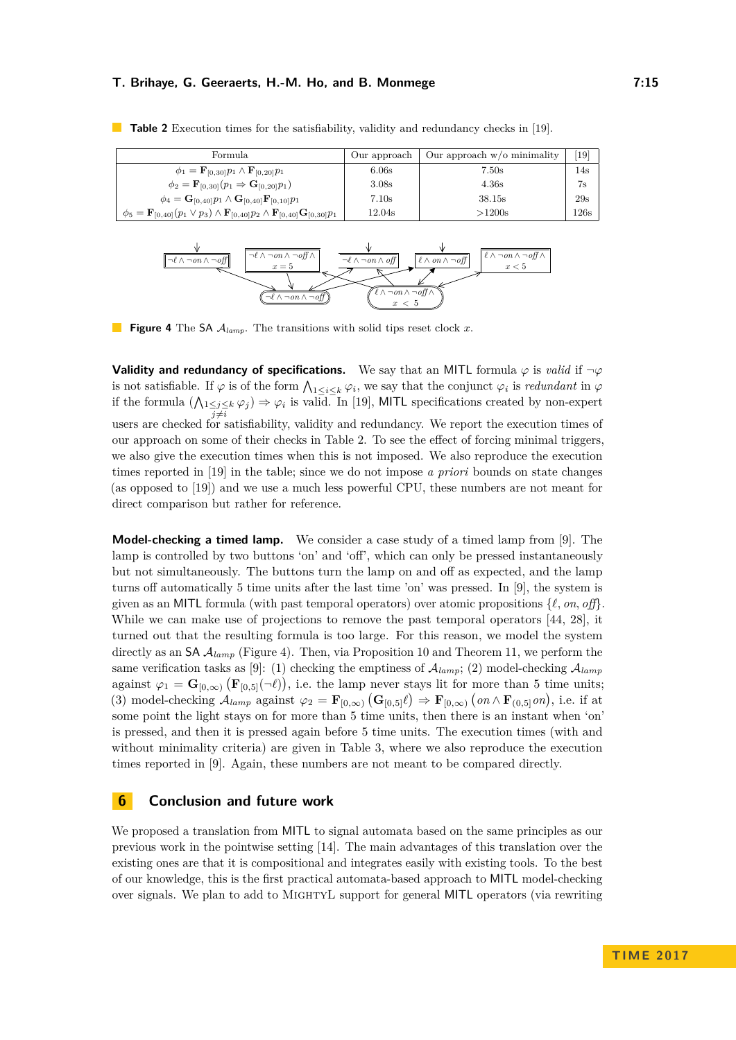**Table 2** Execution times for the satisfiability, validity and redundancy checks in [19].

| Formula | Our approach | Our approach w/o minimality | [19] |
|---|---|---|---|
| $\phi_1 = \mathbf{F}_{[0,30]} p_1 \wedge \mathbf{F}_{[0,20]} p_1$ | 6.06s | 7.50s | 14s |
| $\phi_2 = \mathbf{F}_{[0,30]}(p_1 \Rightarrow \mathbf{G}_{[0,20]} p_1)$ | 3.08s | 4.36s | 7s |
| $\phi_4 = \mathbf{G}_{[0,40]} p_1 \wedge \mathbf{G}_{[0,40]} \mathbf{F}_{[0,10]} p_1$ | 7.10s | 38.15s | 29s |
| $\phi_5 = \mathbf{F}_{[0,40]}(p_1 \vee p_3) \wedge \mathbf{F}_{[0,40]} p_2 \wedge \mathbf{F}_{[0,40]} \mathbf{G}_{[0,30]} p_1$ | 12.04s | >1200s | 126s |

**Figure 4** The SA $\mathcal{A}_{lamp}$. The transitions with solid tips reset clock $x$.

**Validity and redundancy of specifications.** We say that an MITL formula $\varphi$ is *valid* if $\neg\varphi$ is not satisfiable. If $\varphi$ is of the form $\bigwedge_{1\leq i\leq k} \varphi_i$, we say that the conjunct $\varphi_i$ is *redundant* in $\varphi$ if the formula $(\bigwedge_{1\leq j\leq k, j\neq i} \varphi_j) \Rightarrow \varphi_i$ is valid. In [19], MITL specifications created by non-expert users are checked for satisfiability, validity and redundancy. We report the execution times of our approach on some of their checks in Table 2. To see the effect of forcing minimal triggers, we also give the execution times when this is not imposed. We also reproduce the execution times reported in [19] in the table; since we do not impose *a priori* bounds on state changes (as opposed to [19]) and we use a much less powerful CPU, these numbers are not meant for direct comparison but rather for reference.

**Model-checking a timed lamp.** We consider a case study of a timed lamp from [9]. The lamp is controlled by two buttons 'on' and 'off', which can only be pressed instantaneously but not simultaneously. The buttons turn the lamp on and off as expected, and the lamp turns off automatically 5 time units after the last time 'on' was pressed. In [9], the system is given as an MITL formula (with past temporal operators) over atomic propositions $\{\ell, on, off\}$. While we can make use of projections to remove the past temporal operators [44, 28], it turned out that the resulting formula is too large. For this reason, we model the system directly as an SA $\mathcal{A}_{lamp}$ (Figure 4). Then, via Proposition 10 and Theorem 11, we perform the same verification tasks as [9]: (1) checking the emptiness of $\mathcal{A}_{lamp}$; (2) model-checking $\mathcal{A}_{lamp}$ against $\varphi_1 = \mathbf{G}_{[0,\infty)}\big(\mathbf{F}_{[0,5]}(\neg\ell)\big)$, i.e. the lamp never stays lit for more than 5 time units; (3) model-checking $\mathcal{A}_{lamp}$ against $\varphi_2 = \mathbf{F}_{[0,\infty)}\big(\mathbf{G}_{[0,5]}\ell\big) \Rightarrow \mathbf{F}_{[0,\infty)}\big(on \wedge \mathbf{F}_{(0,5]} on\big)$, i.e. if at some point the light stays on for more than 5 time units, then there is an instant when 'on' is pressed, and then it is pressed again before 5 time units. The execution times (with and without minimality criteria) are given in Table 3, where we also reproduce the execution times reported in [9]. Again, these numbers are not meant to be compared directly.

## 6 Conclusion and future work

We proposed a translation from MITL to signal automata based on the same principles as our previous work in the pointwise setting [14]. The main advantages of this translation over the existing ones are that it is compositional and integrates easily with existing tools. To the best of our knowledge, this is the first practical automata-based approach to MITL model-checking over signals. We plan to add to MightyL support for general MITL operators (via rewriting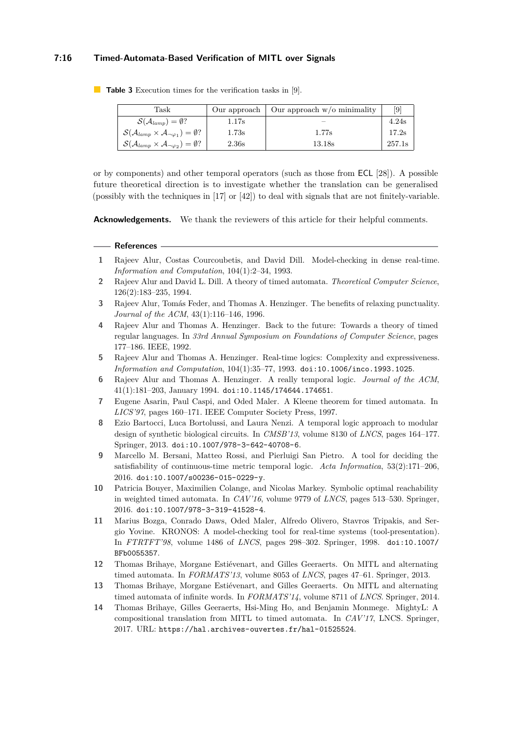**Table 3** Execution times for the verification tasks in [9].

| Task | Our approach | Our approach w/o minimality | [9] |
|---|---|---|---|
| $\mathcal{S}(\mathcal{A}_{lamp}) = \emptyset$? | 1.17s | – | 4.24s |
| $\mathcal{S}(\mathcal{A}_{lamp} \times \mathcal{A}_{\neg\varphi_1}) = \emptyset$? | 1.73s | 1.77s | 17.2s |
| $\mathcal{S}(\mathcal{A}_{lamp} \times \mathcal{A}_{\neg\varphi_2}) = \emptyset$? | 2.36s | 13.18s | 257.1s |

or by components) and other temporal operators (such as those from ECL [28]). A possible future theoretical direction is to investigate whether the translation can be generalised (possibly with the techniques in [17] or [42]) to deal with signals that are not finitely-variable.

**Acknowledgements.** We thank the reviewers of this article for their helpful comments.

## References

1. Rajeev Alur, Costas Courcoubetis, and David Dill. Model-checking in dense real-time. *Information and Computation*, 104(1):2–34, 1993.
2. Rajeev Alur and David L. Dill. A theory of timed automata. *Theoretical Computer Science*, 126(2):183–235, 1994.
3. Rajeev Alur, Tomás Feder, and Thomas A. Henzinger. The benefits of relaxing punctuality. *Journal of the ACM*, 43(1):116–146, 1996.
4. Rajeev Alur and Thomas A. Henzinger. Back to the future: Towards a theory of timed regular languages. In *33rd Annual Symposium on Foundations of Computer Science*, pages 177–186. IEEE, 1992.
5. Rajeev Alur and Thomas A. Henzinger. Real-time logics: Complexity and expressiveness. *Information and Computation*, 104(1):35–77, 1993. doi:10.1006/inco.1993.1025.
6. Rajeev Alur and Thomas A. Henzinger. A really temporal logic. *Journal of the ACM*, 41(1):181–203, January 1994. doi:10.1145/174644.174651.
7. Eugene Asarin, Paul Caspi, and Oded Maler. A Kleene theorem for timed automata. In *LICS'97*, pages 160–171. IEEE Computer Society Press, 1997.
8. Ezio Bartocci, Luca Bortolussi, and Laura Nenzi. A temporal logic approach to modular design of synthetic biological circuits. In *CMSB'13*, volume 8130 of *LNCS*, pages 164–177. Springer, 2013. doi:10.1007/978-3-642-40708-6.
9. Marcello M. Bersani, Matteo Rossi, and Pierluigi San Pietro. A tool for deciding the satisfiability of continuous-time metric temporal logic. *Acta Informatica*, 53(2):171–206, 2016. doi:10.1007/s00236-015-0229-y.
10. Patricia Bouyer, Maximilien Colange, and Nicolas Markey. Symbolic optimal reachability in weighted timed automata. In *CAV'16*, volume 9779 of *LNCS*, pages 513–530. Springer, 2016. doi:10.1007/978-3-319-41528-4.
11. Marius Bozga, Conrado Daws, Oded Maler, Alfredo Olivero, Stavros Tripakis, and Sergio Yovine. KRONOS: A model-checking tool for real-time systems (tool-presentation). In *FTRTFT'98*, volume 1486 of *LNCS*, pages 298–302. Springer, 1998. doi:10.1007/BFb0055357.
12. Thomas Brihaye, Morgane Estiévenart, and Gilles Geeraerts. On MITL and alternating timed automata. In *FORMATS'13*, volume 8053 of *LNCS*, pages 47–61. Springer, 2013.
13. Thomas Brihaye, Morgane Estiévenart, and Gilles Geeraerts. On MITL and alternating timed automata of infinite words. In *FORMATS'14*, volume 8711 of *LNCS*. Springer, 2014.
14. Thomas Brihaye, Gilles Geeraerts, Hsi-Ming Ho, and Benjamin Monmege. MightyL: A compositional translation from MITL to timed automata. In *CAV'17*, LNCS. Springer, 2017. URL: https://hal.archives-ouvertes.fr/hal-01525524.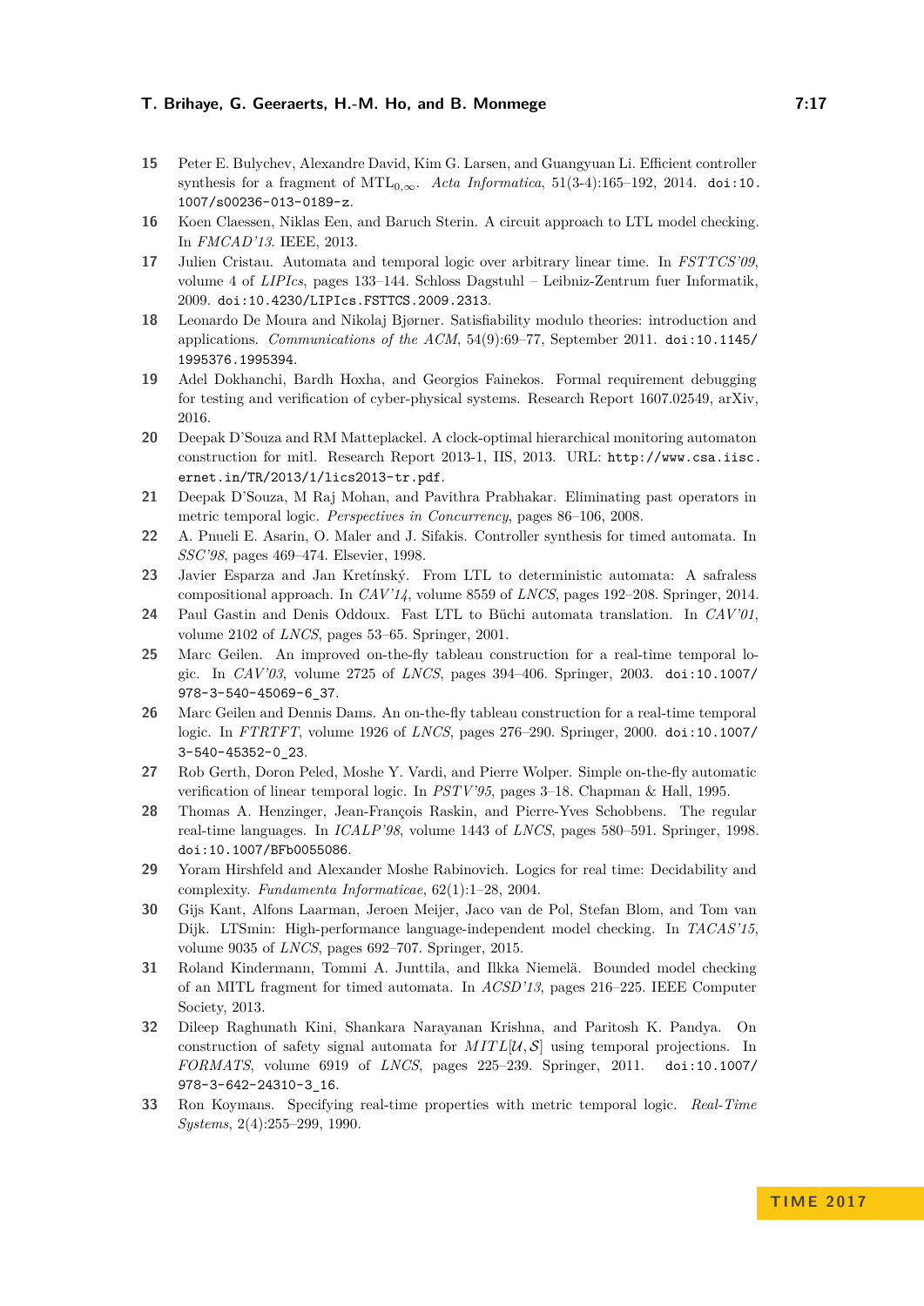15 Peter E. Bulychev, Alexandre David, Kim G. Larsen, and Guangyuan Li. Efficient controller synthesis for a fragment of $\mathrm{MTL}_{0,\infty}$. *Acta Informatica*, 51(3-4):165–192, 2014. `doi:10.1007/s00236-013-0189-z`.

16 Koen Claessen, Niklas Een, and Baruch Sterin. A circuit approach to LTL model checking. In *FMCAD'13*. IEEE, 2013.

17 Julien Cristau. Automata and temporal logic over arbitrary linear time. In *FSTTCS'09*, volume 4 of *LIPIcs*, pages 133–144. Schloss Dagstuhl – Leibniz-Zentrum fuer Informatik, 2009. `doi:10.4230/LIPIcs.FSTTCS.2009.2313`.

18 Leonardo De Moura and Nikolaj Bjørner. Satisfiability modulo theories: introduction and applications. *Communications of the ACM*, 54(9):69–77, September 2011. `doi:10.1145/1995376.1995394`.

19 Adel Dokhanchi, Bardh Hoxha, and Georgios Fainekos. Formal requirement debugging for testing and verification of cyber-physical systems. Research Report 1607.02549, arXiv, 2016.

20 Deepak D'Souza and RM Matteplackel. A clock-optimal hierarchical monitoring automaton construction for mitl. Research Report 2013-1, IIS, 2013. URL: `http://www.csa.iisc.ernet.in/TR/2013/1/lics2013-tr.pdf`.

21 Deepak D'Souza, M Raj Mohan, and Pavithra Prabhakar. Eliminating past operators in metric temporal logic. *Perspectives in Concurrency*, pages 86–106, 2008.

22 A. Pnueli E. Asarin, O. Maler and J. Sifakis. Controller synthesis for timed automata. In *SSC'98*, pages 469–474. Elsevier, 1998.

23 Javier Esparza and Jan Kretínský. From LTL to deterministic automata: A safraless compositional approach. In *CAV'14*, volume 8559 of *LNCS*, pages 192–208. Springer, 2014.

24 Paul Gastin and Denis Oddoux. Fast LTL to Büchi automata translation. In *CAV'01*, volume 2102 of *LNCS*, pages 53–65. Springer, 2001.

25 Marc Geilen. An improved on-the-fly tableau construction for a real-time temporal logic. In *CAV'03*, volume 2725 of *LNCS*, pages 394–406. Springer, 2003. `doi:10.1007/978-3-540-45069-6_37`.

26 Marc Geilen and Dennis Dams. An on-the-fly tableau construction for a real-time temporal logic. In *FTRTFT*, volume 1926 of *LNCS*, pages 276–290. Springer, 2000. `doi:10.1007/3-540-45352-0_23`.

27 Rob Gerth, Doron Peled, Moshe Y. Vardi, and Pierre Wolper. Simple on-the-fly automatic verification of linear temporal logic. In *PSTV'95*, pages 3–18. Chapman & Hall, 1995.

28 Thomas A. Henzinger, Jean-François Raskin, and Pierre-Yves Schobbens. The regular real-time languages. In *ICALP'98*, volume 1443 of *LNCS*, pages 580–591. Springer, 1998. `doi:10.1007/BFb0055086`.

29 Yoram Hirshfeld and Alexander Moshe Rabinovich. Logics for real time: Decidability and complexity. *Fundamenta Informaticae*, 62(1):1–28, 2004.

30 Gijs Kant, Alfons Laarman, Jeroen Meijer, Jaco van de Pol, Stefan Blom, and Tom van Dijk. LTSmin: High-performance language-independent model checking. In *TACAS'15*, volume 9035 of *LNCS*, pages 692–707. Springer, 2015.

31 Roland Kindermann, Tommi A. Junttila, and Ilkka Niemelä. Bounded model checking of an MITL fragment for timed automata. In *ACSD'13*, pages 216–225. IEEE Computer Society, 2013.

32 Dileep Raghunath Kini, Shankara Narayanan Krishna, and Paritosh K. Pandya. On construction of safety signal automata for $MITL[\mathcal{U},\mathcal{S}]$ using temporal projections. In *FORMATS*, volume 6919 of *LNCS*, pages 225–239. Springer, 2011. `doi:10.1007/978-3-642-24310-3_16`.

33 Ron Koymans. Specifying real-time properties with metric temporal logic. *Real-Time Systems*, 2(4):255–299, 1990.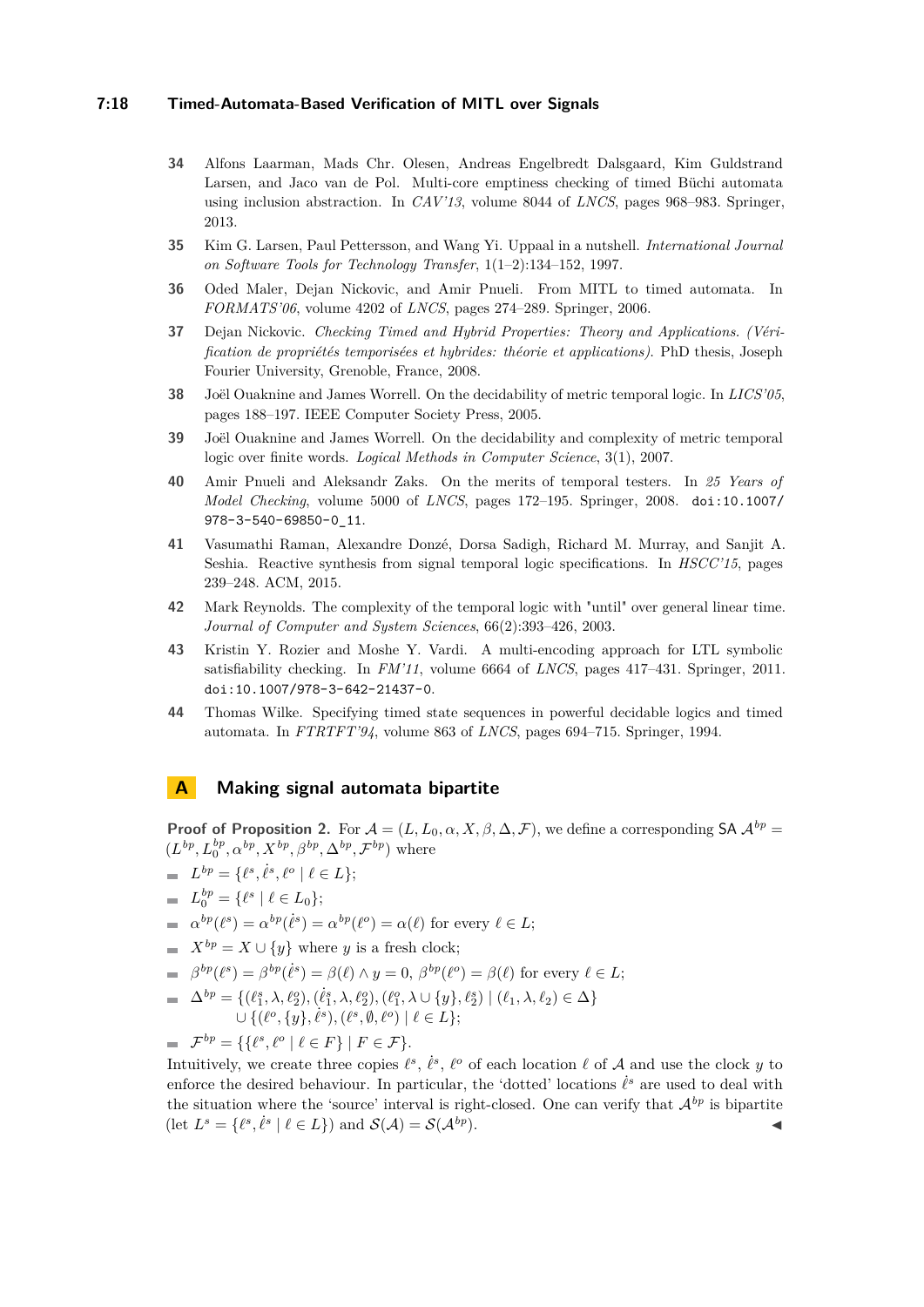34 Alfons Laarman, Mads Chr. Olesen, Andreas Engelbredt Dalsgaard, Kim Guldstrand Larsen, and Jaco van de Pol. Multi-core emptiness checking of timed Büchi automata using inclusion abstraction. In *CAV'13*, volume 8044 of *LNCS*, pages 968–983. Springer, 2013.

35 Kim G. Larsen, Paul Pettersson, and Wang Yi. Uppaal in a nutshell. *International Journal on Software Tools for Technology Transfer*, 1(1–2):134–152, 1997.

36 Oded Maler, Dejan Nickovic, and Amir Pnueli. From MITL to timed automata. In *FORMATS'06*, volume 4202 of *LNCS*, pages 274–289. Springer, 2006.

37 Dejan Nickovic. *Checking Timed and Hybrid Properties: Theory and Applications. (Vérification de propriétés temporisées et hybrides: théorie et applications)*. PhD thesis, Joseph Fourier University, Grenoble, France, 2008.

38 Joël Ouaknine and James Worrell. On the decidability of metric temporal logic. In *LICS'05*, pages 188–197. IEEE Computer Society Press, 2005.

39 Joël Ouaknine and James Worrell. On the decidability and complexity of metric temporal logic over finite words. *Logical Methods in Computer Science*, 3(1), 2007.

40 Amir Pnueli and Aleksandr Zaks. On the merits of temporal testers. In *25 Years of Model Checking*, volume 5000 of *LNCS*, pages 172–195. Springer, 2008. doi:10.1007/978-3-540-69850-0_11.

41 Vasumathi Raman, Alexandre Donzé, Dorsa Sadigh, Richard M. Murray, and Sanjit A. Seshia. Reactive synthesis from signal temporal logic specifications. In *HSCC'15*, pages 239–248. ACM, 2015.

42 Mark Reynolds. The complexity of the temporal logic with "until" over general linear time. *Journal of Computer and System Sciences*, 66(2):393–426, 2003.

43 Kristin Y. Rozier and Moshe Y. Vardi. A multi-encoding approach for LTL symbolic satisfiability checking. In *FM'11*, volume 6664 of *LNCS*, pages 417–431. Springer, 2011. doi:10.1007/978-3-642-21437-0.

44 Thomas Wilke. Specifying timed state sequences in powerful decidable logics and timed automata. In *FTRTFT'94*, volume 863 of *LNCS*, pages 694–715. Springer, 1994.

## A Making signal automata bipartite

**Proof of Proposition 2.** For $\mathcal{A} = (L, L_0, \alpha, X, \beta, \Delta, \mathcal{F})$, we define a corresponding SA $\mathcal{A}^{bp} = (L^{bp}, L_0^{bp}, \alpha^{bp}, X^{bp}, \beta^{bp}, \Delta^{bp}, \mathcal{F}^{bp})$ where

- $L^{bp} = \{\ell^s, \dot{\ell}^s, \ell^o \mid \ell \in L\}$;
- $L_0^{bp} = \{\ell^s \mid \ell \in L_0\}$;
- $\alpha^{bp}(\ell^s) = \alpha^{bp}(\dot{\ell}^s) = \alpha^{bp}(\ell^o) = \alpha(\ell)$ for every $\ell \in L$;
- $X^{bp} = X \cup \{y\}$ where $y$ is a fresh clock;
- $\beta^{bp}(\ell^s) = \beta^{bp}(\dot{\ell}^s) = \beta(\ell) \wedge y = 0$, $\beta^{bp}(\ell^o) = \beta(\ell)$ for every $\ell \in L$;
- $\Delta^{bp} = \{(\ell_1^s, \lambda, \ell_2^o), (\dot{\ell}_1^s, \lambda, \ell_2^o), (\ell_1^o, \lambda \cup \{y\}, \ell_2^s) \mid (\ell_1, \lambda, \ell_2) \in \Delta\}$
  $\cup \{(\ell^o, \{y\}, \dot{\ell}^s), (\ell^s, \emptyset, \ell^o) \mid \ell \in L\}$;
- $\mathcal{F}^{bp} = \{\{\ell^s, \ell^o \mid \ell \in F\} \mid F \in \mathcal{F}\}$.

Intuitively, we create three copies $\ell^s$, $\dot{\ell}^s$, $\ell^o$ of each location $\ell$ of $\mathcal{A}$ and use the clock $y$ to enforce the desired behaviour. In particular, the 'dotted' locations $\dot{\ell}^s$ are used to deal with the situation where the 'source' interval is right-closed. One can verify that $\mathcal{A}^{bp}$ is bipartite (let $L^s = \{\ell^s, \dot{\ell}^s \mid \ell \in L\}$) and $\mathcal{S}(\mathcal{A}) = \mathcal{S}(\mathcal{A}^{bp})$. ◀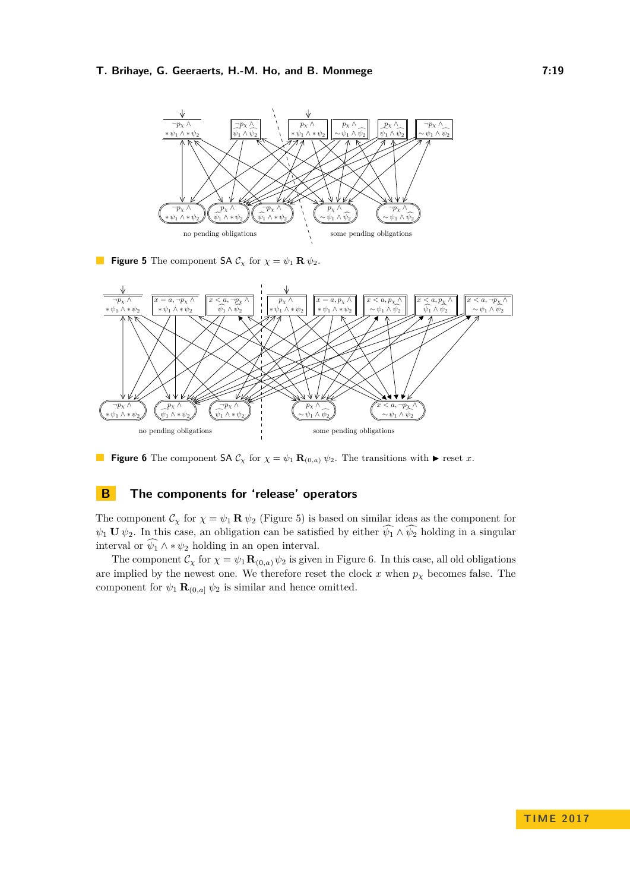no pending obligations

some pending obligations

**Figure 5** The component SA $\mathcal{C}_\chi$ for $\chi = \psi_1 \mathbf{R}\, \psi_2$.

no pending obligations

some pending obligations

**Figure 6** The component SA $\mathcal{C}_\chi$ for $\chi = \psi_1 \mathbf{R}_{(0,a)}\, \psi_2$. The transitions with ▶ reset $x$.

## B The components for 'release' operators

The component $\mathcal{C}_\chi$ for $\chi = \psi_1 \mathbf{R}\, \psi_2$ (Figure 5) is based on similar ideas as the component for $\psi_1 \mathbf{U}\, \psi_2$. In this case, an obligation can be satisfied by either $\widehat{\psi_1} \wedge \widehat{\psi_2}$ holding in a singular interval or $\widehat{\psi_1} \wedge * \psi_2$ holding in an open interval.

The component $\mathcal{C}_\chi$ for $\chi = \psi_1 \mathbf{R}_{(0,a)}\, \psi_2$ is given in Figure 6. In this case, all old obligations are implied by the newest one. We therefore reset the clock $x$ when $p_\chi$ becomes false. The component for $\psi_1 \mathbf{R}_{(0,a]}\, \psi_2$ is similar and hence omitted.